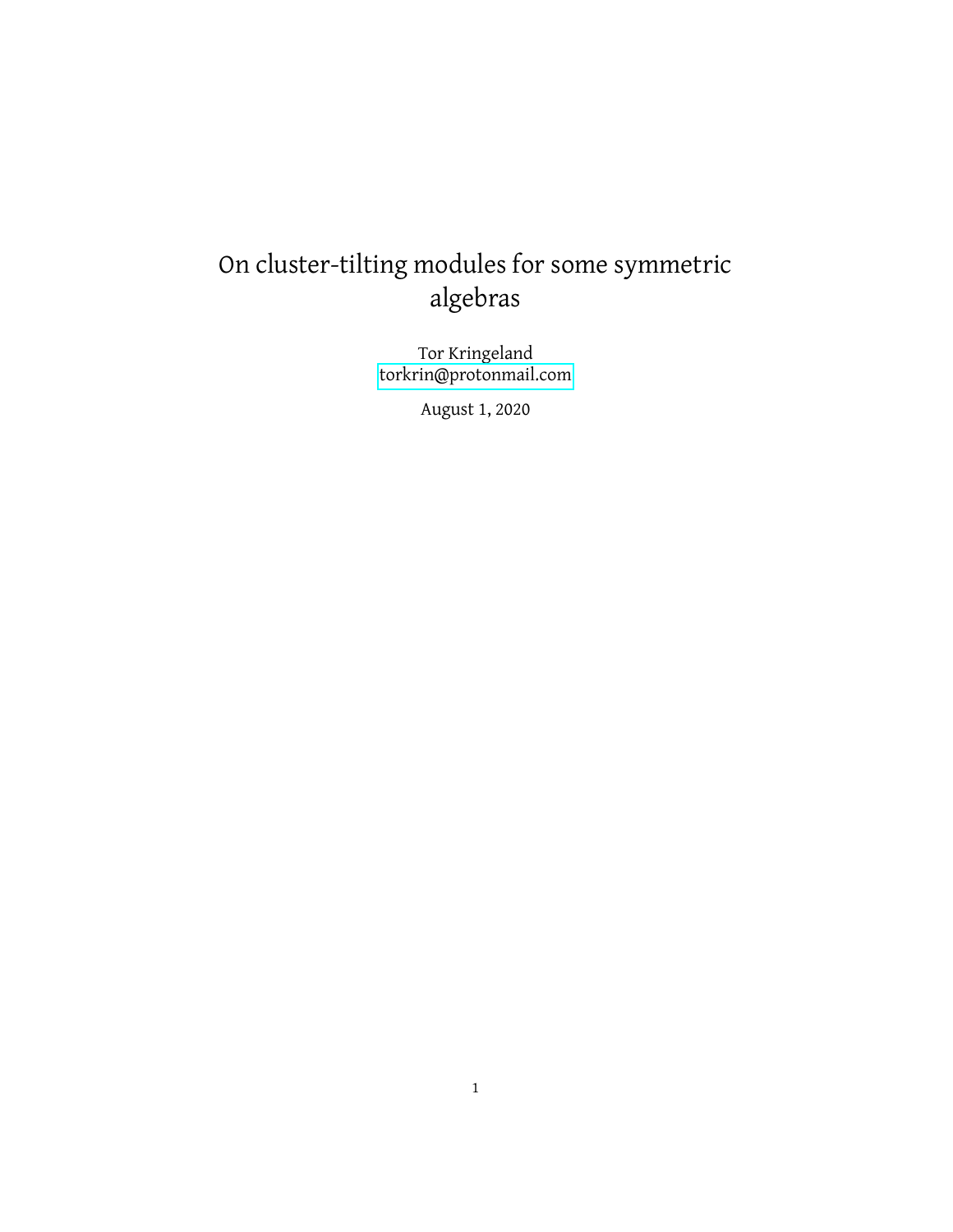# On cluster-tilting modules for some symmetric algebras

Tor Kringeland

torkrin@protonmail.com

August 1, 2020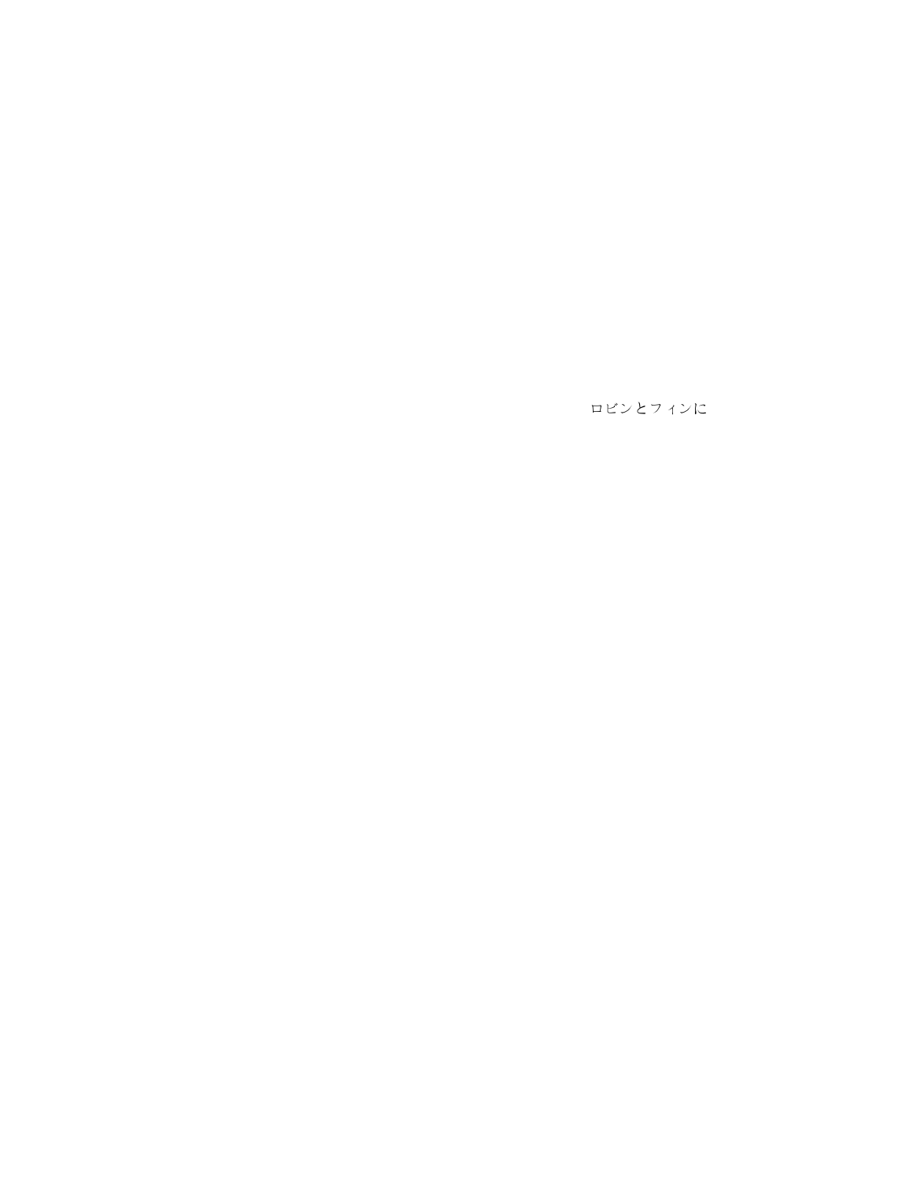ロビンとフィンに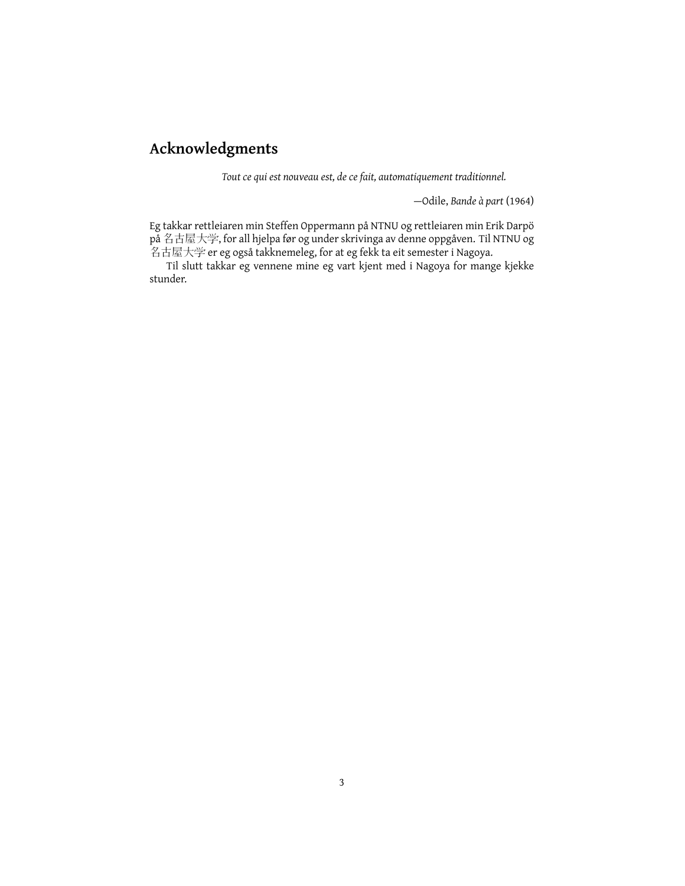## Acknowledgments

*Tout ce qui est nouveau est, de ce fait, automatiquement traditionnel.*

—Odile, *Bande à part* (1964)

Eg takkar rettleiaren min Steffen Oppermann på NTNU og rettleiaren min Erik Darpö på 名古屋大学, for all hjelpa før og under skrivinga av denne oppgåven. Til NTNU og 名古屋大学 er eg også takknemeleg, for at eg fekk ta eit semester i Nagoya.

Til slutt takkar eg vennene mine eg vart kjent med i Nagoya for mange kjekke stunder.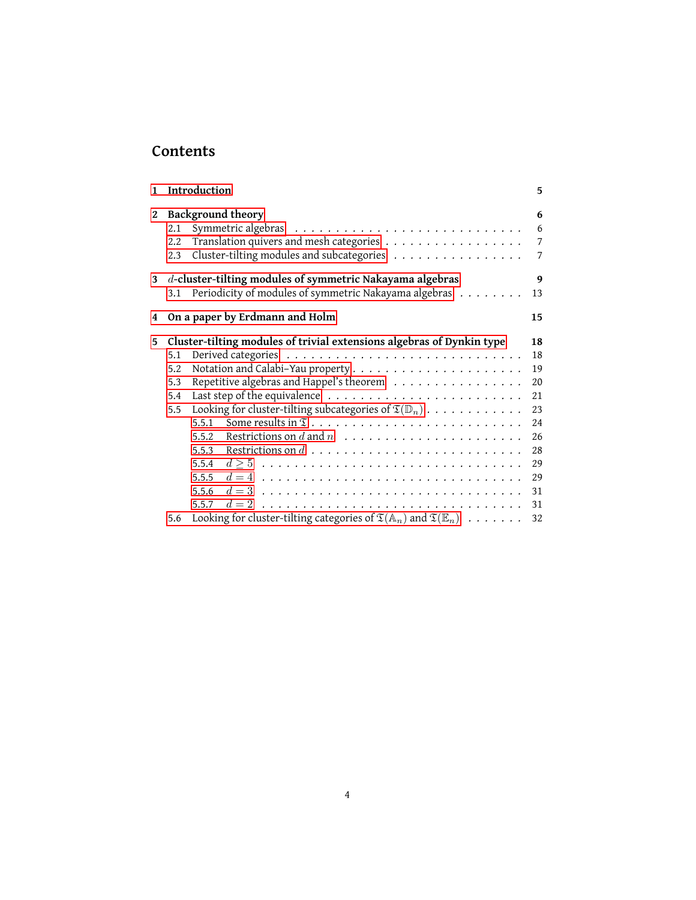# Contents

1 Introduction 5

2 Background theory 6
- 2.1 Symmetric algebras 6
- 2.2 Translation quivers and mesh categories 7
- 2.3 Cluster-tilting modules and subcategories 7

3 $d$-cluster-tilting modules of symmetric Nakayama algebras 9
- 3.1 Periodicity of modules of symmetric Nakayama algebras 13

4 On a paper by Erdmann and Holm 15

5 Cluster-tilting modules of trivial extensions algebras of Dynkin type 18
- 5.1 Derived categories 18
- 5.2 Notation and Calabi–Yau property 19
- 5.3 Repetitive algebras and Happel's theorem 20
- 5.4 Last step of the equivalence 21
- 5.5 Looking for cluster-tilting subcategories of $\mathfrak{T}(\mathbb{D}_n)$ 23
  - 5.5.1 Some results in $\mathfrak{T}$ 24
  - 5.5.2 Restrictions on $d$ and $n$ 26
  - 5.5.3 Restrictions on $d$ 28
  - 5.5.4 $d \geq 5$ 29
  - 5.5.5 $d = 4$ 29
  - 5.5.6 $d = 3$ 31
  - 5.5.7 $d = 2$ 31
- 5.6 Looking for cluster-tilting categories of $\mathfrak{T}(\mathbb{A}_n)$ and $\mathfrak{T}(\mathbb{E}_n)$ 32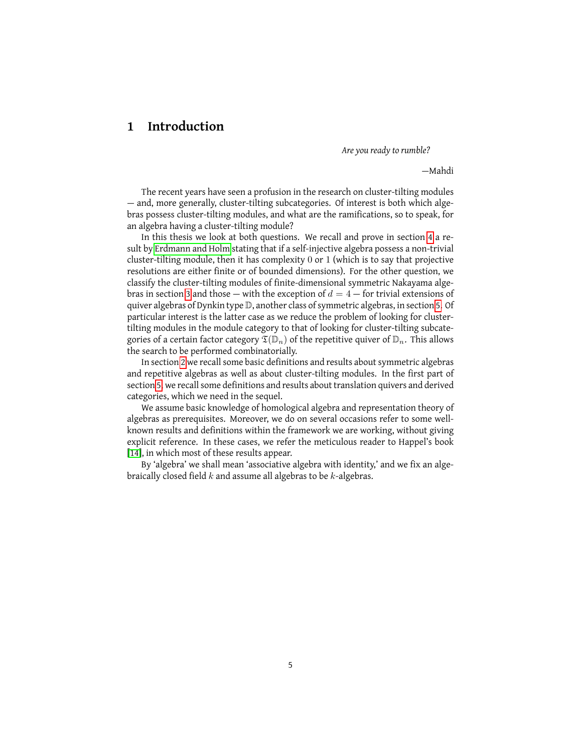# 1 Introduction

*Are you ready to rumble?*

—Mahdi

The recent years have seen a profusion in the research on cluster-tilting modules — and, more generally, cluster-tilting subcategories. Of interest is both which algebras possess cluster-tilting modules, and what are the ramifications, so to speak, for an algebra having a cluster-tilting module?

In this thesis we look at both questions. We recall and prove in section 4 a result by Erdmann and Holm stating that if a self-injective algebra possess a non-trivial cluster-tilting module, then it has complexity $0$ or $1$ (which is to say that projective resolutions are either finite or of bounded dimensions). For the other question, we classify the cluster-tilting modules of finite-dimensional symmetric Nakayama algebras in section 3 and those — with the exception of $d = 4$ — for trivial extensions of quiver algebras of Dynkin type $\mathbb{D}$, another class of symmetric algebras, in section 5. Of particular interest is the latter case as we reduce the problem of looking for cluster-tilting modules in the module category to that of looking for cluster-tilting subcategories of a certain factor category $\mathfrak{T}(\mathbb{D}_n)$ of the repetitive quiver of $\mathbb{D}_n$. This allows the search to be performed combinatorially.

In section 2 we recall some basic definitions and results about symmetric algebras and repetitive algebras as well as about cluster-tilting modules. In the first part of section 5, we recall some definitions and results about translation quivers and derived categories, which we need in the sequel.

We assume basic knowledge of homological algebra and representation theory of algebras as prerequisites. Moreover, we do on several occasions refer to some well-known results and definitions within the framework we are working, without giving explicit reference. In these cases, we refer the meticulous reader to Happel's book [14], in which most of these results appear.

By 'algebra' we shall mean 'associative algebra with identity,' and we fix an algebraically closed field $k$ and assume all algebras to be $k$-algebras.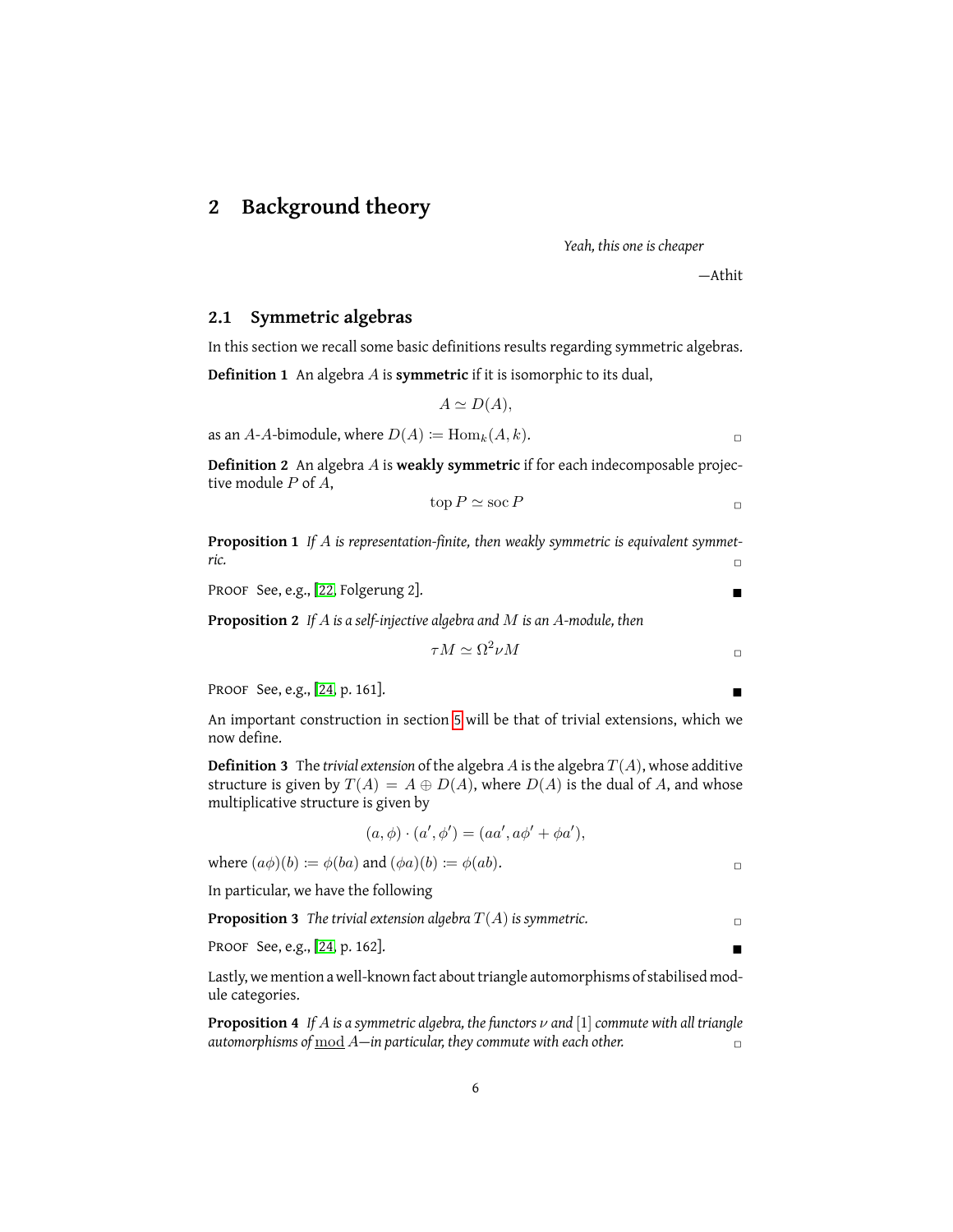# 2 Background theory

*Yeah, this one is cheaper*

—Athit

## 2.1 Symmetric algebras

In this section we recall some basic definitions results regarding symmetric algebras.

**Definition 1** An algebra $A$ is **symmetric** if it is isomorphic to its dual,

$$A \simeq D(A),$$

as an $A$-$A$-bimodule, where $D(A) := \mathrm{Hom}_k(A, k)$. □

**Definition 2** An algebra $A$ is **weakly symmetric** if for each indecomposable projective module $P$ of $A$,

$$\operatorname{top} P \simeq \operatorname{soc} P$$ □

**Proposition 1** *If $A$ is representation-finite, then weakly symmetric is equivalent symmetric.* □

PROOF See, e.g., [22, Folgerung 2]. ■

**Proposition 2** *If $A$ is a self-injective algebra and $M$ is an $A$-module, then*

$$\tau M \simeq \Omega^2 \nu M$$ □

PROOF See, e.g., [24, p. 161]. ■

An important construction in section 5 will be that of trivial extensions, which we now define.

**Definition 3** The *trivial extension* of the algebra $A$ is the algebra $T(A)$, whose additive structure is given by $T(A) = A \oplus D(A)$, where $D(A)$ is the dual of $A$, and whose multiplicative structure is given by

$$(a, \phi) \cdot (a', \phi') = (aa', a\phi' + \phi a'),$$

where $(a\phi)(b) := \phi(ba)$ and $(\phi a)(b) := \phi(ab)$. □

In particular, we have the following

**Proposition 3** *The trivial extension algebra $T(A)$ is symmetric.* □

PROOF See, e.g., [24, p. 162]. ■

Lastly, we mention a well-known fact about triangle automorphisms of stabilised module categories.

**Proposition 4** *If $A$ is a symmetric algebra, the functors $\nu$ and $[1]$ commute with all triangle automorphisms of $\underline{\mathrm{mod}}\, A$—in particular, they commute with each other.* □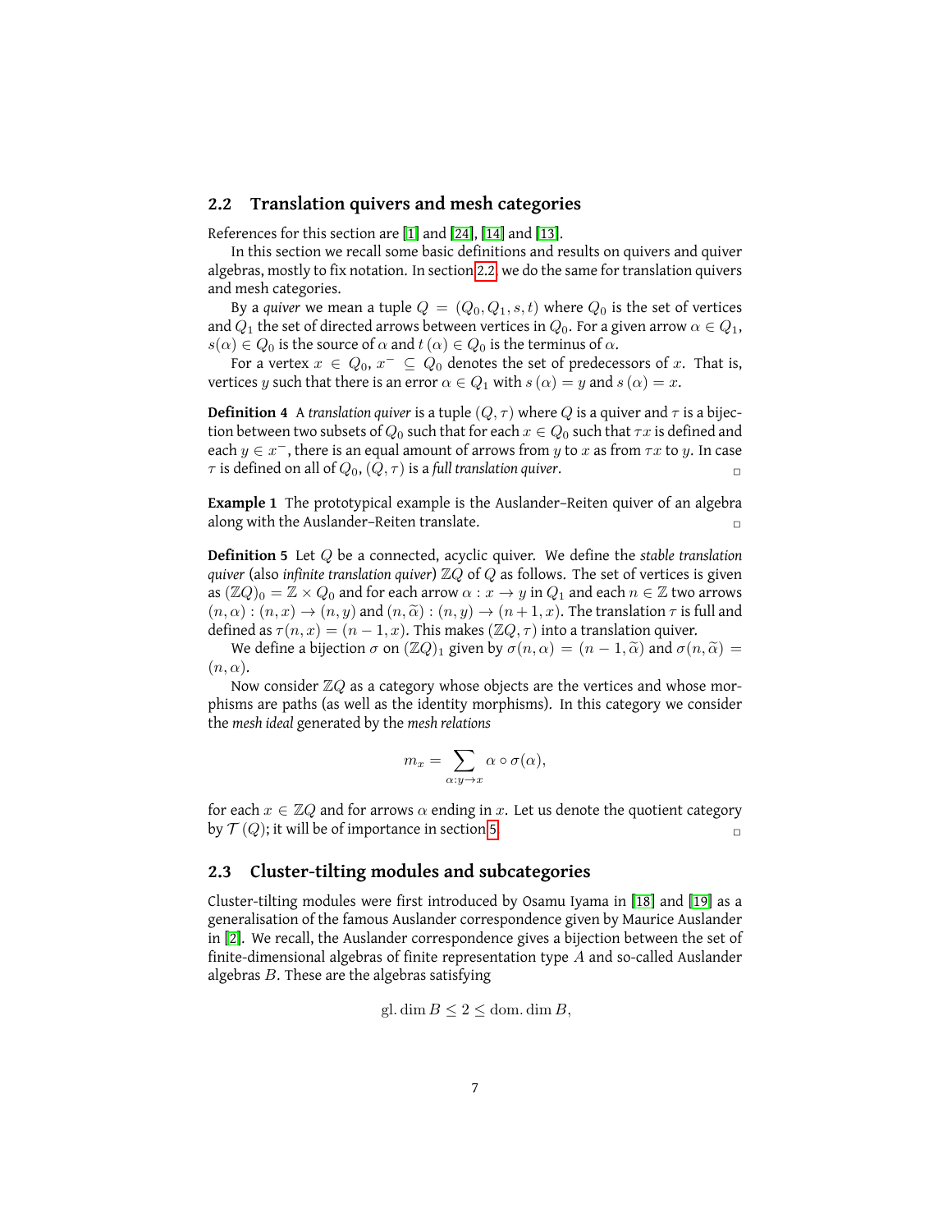### 2.2 Translation quivers and mesh categories

References for this section are [1] and [24], [14] and [13].

In this section we recall some basic definitions and results on quivers and quiver algebras, mostly to fix notation. In section 2.2 we do the same for translation quivers and mesh categories.

By a *quiver* we mean a tuple $Q = (Q_0, Q_1, s, t)$ where $Q_0$ is the set of vertices and $Q_1$ the set of directed arrows between vertices in $Q_0$. For a given arrow $\alpha \in Q_1$, $s(\alpha) \in Q_0$ is the source of $\alpha$ and $t(\alpha) \in Q_0$ is the terminus of $\alpha$.

For a vertex $x \in Q_0$, $x^- \subseteq Q_0$ denotes the set of predecessors of $x$. That is, vertices $y$ such that there is an error $\alpha \in Q_1$ with $s(\alpha) = y$ and $s(\alpha) = x$.

**Definition 4** A *translation quiver* is a tuple $(Q, \tau)$ where $Q$ is a quiver and $\tau$ is a bijection between two subsets of $Q_0$ such that for each $x \in Q_0$ such that $\tau x$ is defined and each $y \in x^-$, there is an equal amount of arrows from $y$ to $x$ as from $\tau x$ to $y$. In case $\tau$ is defined on all of $Q_0$, $(Q, \tau)$ is a *full translation quiver*. ▫

**Example 1** The prototypical example is the Auslander–Reiten quiver of an algebra along with the Auslander–Reiten translate. ▫

**Definition 5** Let $Q$ be a connected, acyclic quiver. We define the *stable translation quiver* (also *infinite translation quiver*) $\mathbb{Z}Q$ of $Q$ as follows. The set of vertices is given as $(\mathbb{Z}Q)_0 = \mathbb{Z} \times Q_0$ and for each arrow $\alpha : x \to y$ in $Q_1$ and each $n \in \mathbb{Z}$ two arrows $(n, \alpha) : (n, x) \to (n, y)$ and $(n, \widetilde{\alpha}) : (n, y) \to (n + 1, x)$. The translation $\tau$ is full and defined as $\tau(n, x) = (n - 1, x)$. This makes $(\mathbb{Z}Q, \tau)$ into a translation quiver.

We define a bijection $\sigma$ on $(\mathbb{Z}Q)_1$ given by $\sigma(n, \alpha) = (n - 1, \widetilde{\alpha})$ and $\sigma(n, \widetilde{\alpha}) = (n, \alpha)$.

Now consider $\mathbb{Z}Q$ as a category whose objects are the vertices and whose morphisms are paths (as well as the identity morphisms). In this category we consider the *mesh ideal* generated by the *mesh relations*

$$m_x = \sum_{\alpha : y \to x} \alpha \circ \sigma(\alpha),$$

for each $x \in \mathbb{Z}Q$ and for arrows $\alpha$ ending in $x$. Let us denote the quotient category by $\mathcal{T}(Q)$; it will be of importance in section 5. ▫

### 2.3 Cluster-tilting modules and subcategories

Cluster-tilting modules were first introduced by Osamu Iyama in [18] and [19] as a generalisation of the famous Auslander correspondence given by Maurice Auslander in [2]. We recall, the Auslander correspondence gives a bijection between the set of finite-dimensional algebras of finite representation type $A$ and so-called Auslander algebras $B$. These are the algebras satisfying

$$\text{gl. dim}\, B \leq 2 \leq \text{dom. dim}\, B,$$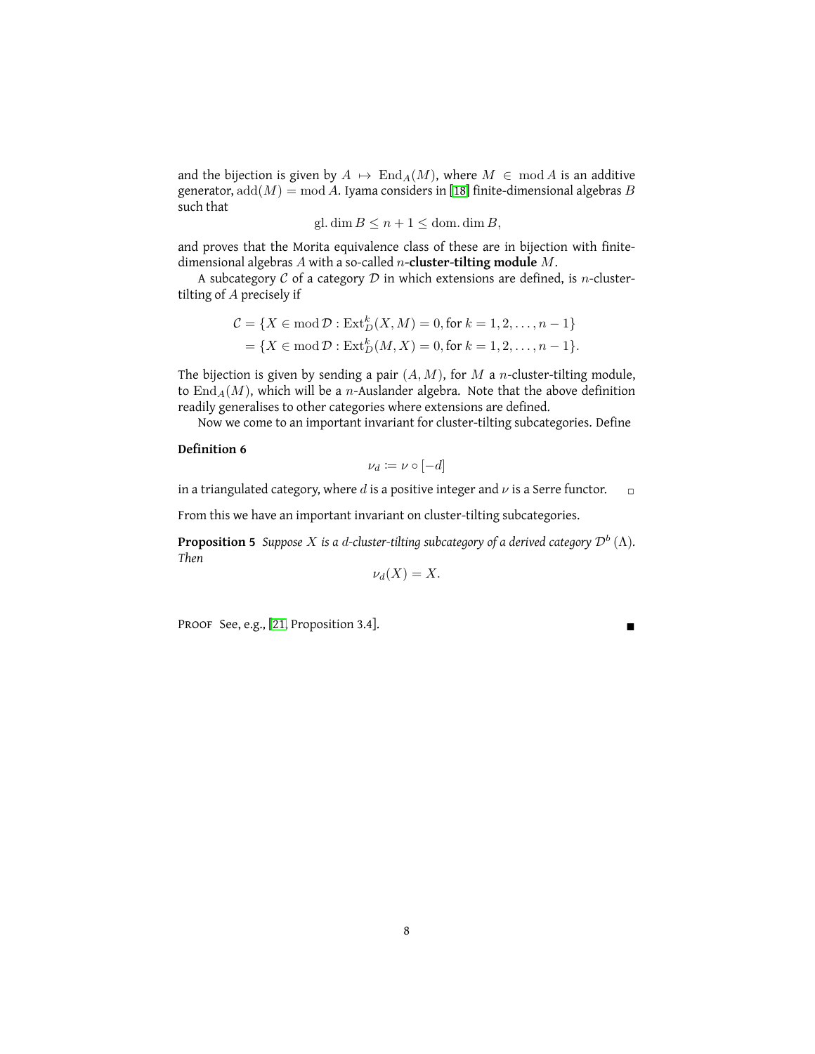and the bijection is given by $A \mapsto \operatorname{End}_A(M)$, where $M \in \operatorname{mod} A$ is an additive generator, $\operatorname{add}(M) = \operatorname{mod} A$. Iyama considers in [18] finite-dimensional algebras $B$ such that

$$\operatorname{gl.dim} B \leq n + 1 \leq \operatorname{dom.dim} B,$$

and proves that the Morita equivalence class of these are in bijection with finite-dimensional algebras $A$ with a so-called $n$-**cluster-tilting module** $M$.

A subcategory $\mathcal{C}$ of a category $\mathcal{D}$ in which extensions are defined, is $n$-cluster-tilting of $A$ precisely if

$$\begin{aligned}
\mathcal{C} &= \{X \in \operatorname{mod} \mathcal{D} : \operatorname{Ext}^k_D(X, M) = 0, \text{for } k = 1, 2, \ldots, n-1\} \\
&= \{X \in \operatorname{mod} \mathcal{D} : \operatorname{Ext}^k_D(M, X) = 0, \text{for } k = 1, 2, \ldots, n-1\}.
\end{aligned}$$

The bijection is given by sending a pair $(A, M)$, for $M$ a $n$-cluster-tilting module, to $\operatorname{End}_A(M)$, which will be a $n$-Auslander algebra. Note that the above definition readily generalises to other categories where extensions are defined.

Now we come to an important invariant for cluster-tilting subcategories. Define

**Definition 6**

$$\nu_d := \nu \circ [-d]$$

in a triangulated category, where $d$ is a positive integer and $\nu$ is a Serre functor. □

From this we have an important invariant on cluster-tilting subcategories.

**Proposition 5** *Suppose $X$ is a $d$-cluster-tilting subcategory of a derived category $\mathcal{D}^b(\Lambda)$. Then*

$$\nu_d(X) = X.$$

PROOF See, e.g., [21, Proposition 3.4]. ∎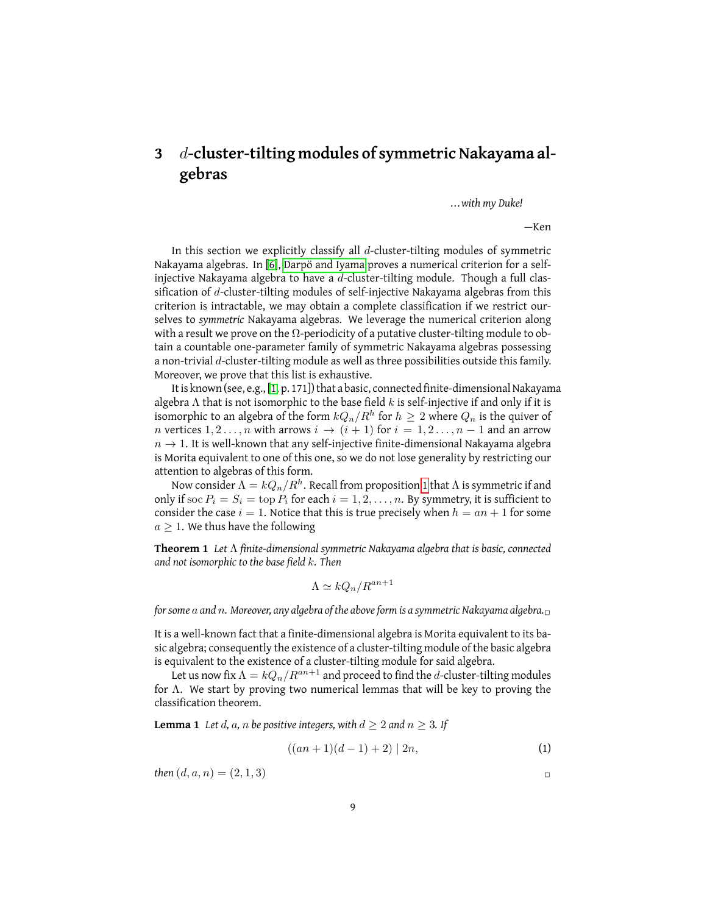## 3 $d$-cluster-tilting modules of symmetric Nakayama algebras

*…with my Duke!*

—Ken

In this section we explicitly classify all $d$-cluster-tilting modules of symmetric Nakayama algebras. In [6], Darpö and Iyama proves a numerical criterion for a self-injective Nakayama algebra to have a $d$-cluster-tilting module. Though a full classification of $d$-cluster-tilting modules of self-injective Nakayama algebras from this criterion is intractable, we may obtain a complete classification if we restrict ourselves to *symmetric* Nakayama algebras. We leverage the numerical criterion along with a result we prove on the $\Omega$-periodicity of a putative cluster-tilting module to obtain a countable one-parameter family of symmetric Nakayama algebras possessing a non-trivial $d$-cluster-tilting module as well as three possibilities outside this family. Moreover, we prove that this list is exhaustive.

It is known (see, e.g., [1, p. 171]) that a basic, connected finite-dimensional Nakayama algebra $\Lambda$ that is not isomorphic to the base field $k$ is self-injective if and only if it is isomorphic to an algebra of the form $kQ_n/R^h$ for $h \geq 2$ where $Q_n$ is the quiver of $n$ vertices $1, 2 \ldots, n$ with arrows $i \to (i+1)$ for $i = 1, 2 \ldots, n-1$ and an arrow $n \to 1$. It is well-known that any self-injective finite-dimensional Nakayama algebra is Morita equivalent to one of this one, so we do not lose generality by restricting our attention to algebras of this form.

Now consider $\Lambda = kQ_n/R^h$. Recall from proposition 1 that $\Lambda$ is symmetric if and only if $\operatorname{soc} P_i = S_i = \operatorname{top} P_i$ for each $i = 1, 2, \ldots, n$. By symmetry, it is sufficient to consider the case $i = 1$. Notice that this is true precisely when $h = an + 1$ for some $a \geq 1$. We thus have the following

**Theorem 1** *Let $\Lambda$ finite-dimensional symmetric Nakayama algebra that is basic, connected and not isomorphic to the base field $k$. Then*

$$\Lambda \simeq kQ_n/R^{an+1}$$

*for some $a$ and $n$. Moreover, any algebra of the above form is a symmetric Nakayama algebra.* □

It is a well-known fact that a finite-dimensional algebra is Morita equivalent to its basic algebra; consequently the existence of a cluster-tilting module of the basic algebra is equivalent to the existence of a cluster-tilting module for said algebra.

Let us now fix $\Lambda = kQ_n/R^{an+1}$ and proceed to find the $d$-cluster-tilting modules for $\Lambda$. We start by proving two numerical lemmas that will be key to proving the classification theorem.

**Lemma 1** *Let $d$, $a$, $n$ be positive integers, with $d \geq 2$ and $n \geq 3$. If*

$$((an+1)(d-1)+2) \mid 2n, \tag{1}$$

*then $(d, a, n) = (2, 1, 3)$* □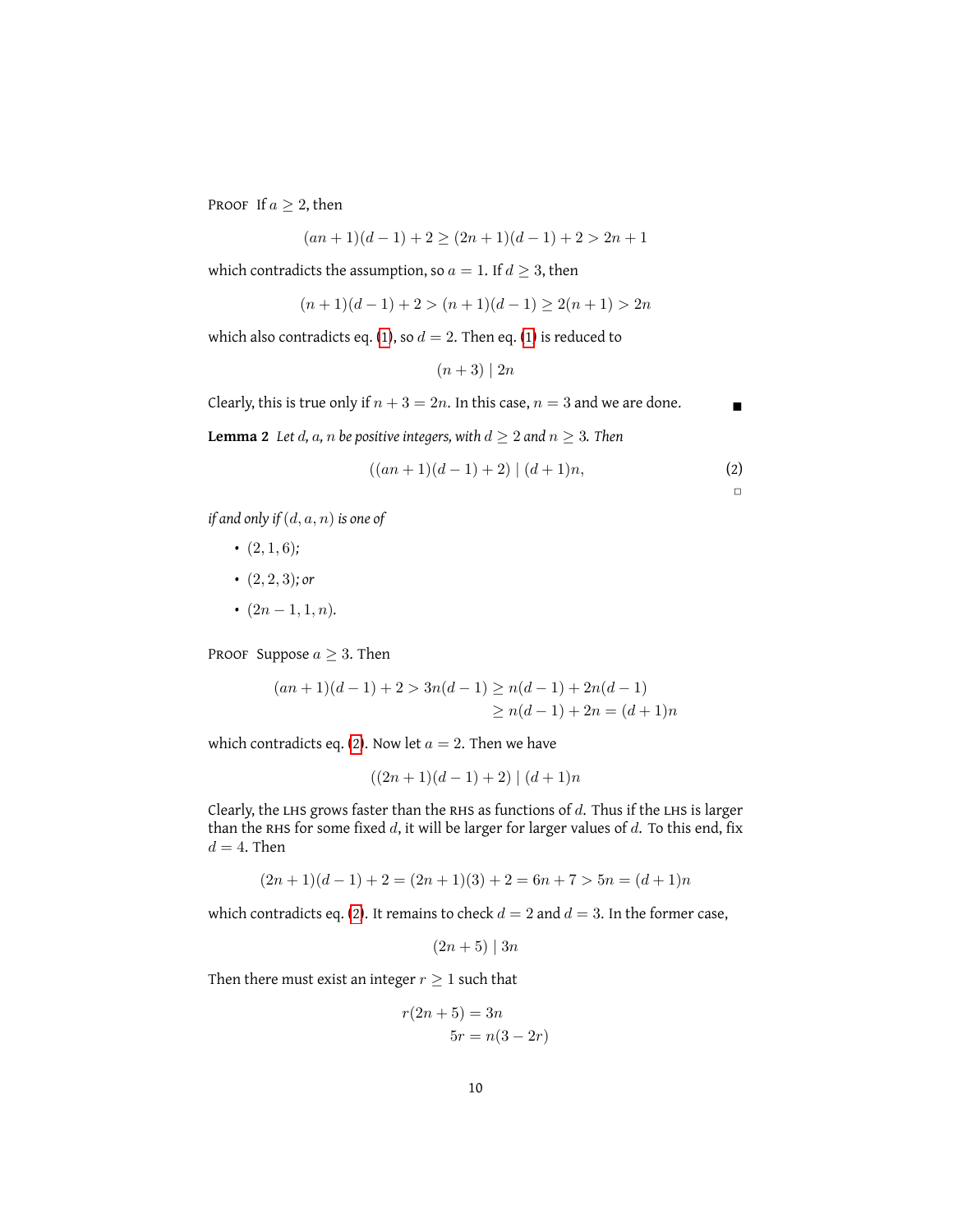PROOF If $a \geq 2$, then

$$(an+1)(d-1)+2 \geq (2n+1)(d-1)+2 > 2n+1$$

which contradicts the assumption, so $a = 1$. If $d \geq 3$, then

$$(n+1)(d-1)+2 > (n+1)(d-1) \geq 2(n+1) > 2n$$

which also contradicts eq. (1), so $d = 2$. Then eq. (1) is reduced to

$$(n+3) \mid 2n$$

Clearly, this is true only if $n+3 = 2n$. In this case, $n = 3$ and we are done. ∎

**Lemma 2** *Let $d$, $a$, $n$ be positive integers, with $d \geq 2$ and $n \geq 3$. Then*

$$((an+1)(d-1)+2) \mid (d+1)n, \tag{2}$$

*if and only if $(d, a, n)$ is one of*

- $(2, 1, 6)$;
- $(2, 2, 3)$; *or*
- $(2n-1, 1, n)$.

PROOF Suppose $a \geq 3$. Then

$$\begin{aligned}(an+1)(d-1)+2 > 3n(d-1) &\geq n(d-1)+2n(d-1)\\ &\geq n(d-1)+2n = (d+1)n\end{aligned}$$

which contradicts eq. (2). Now let $a = 2$. Then we have

$$((2n+1)(d-1)+2) \mid (d+1)n$$

Clearly, the LHS grows faster than the RHS as functions of $d$. Thus if the LHS is larger than the RHS for some fixed $d$, it will be larger for larger values of $d$. To this end, fix $d = 4$. Then

$$(2n+1)(d-1)+2 = (2n+1)(3)+2 = 6n+7 > 5n = (d+1)n$$

which contradicts eq. (2). It remains to check $d = 2$ and $d = 3$. In the former case,

$$(2n+5) \mid 3n$$

Then there must exist an integer $r \geq 1$ such that

$$\begin{aligned}r(2n+5) &= 3n\\ 5r &= n(3-2r)\end{aligned}$$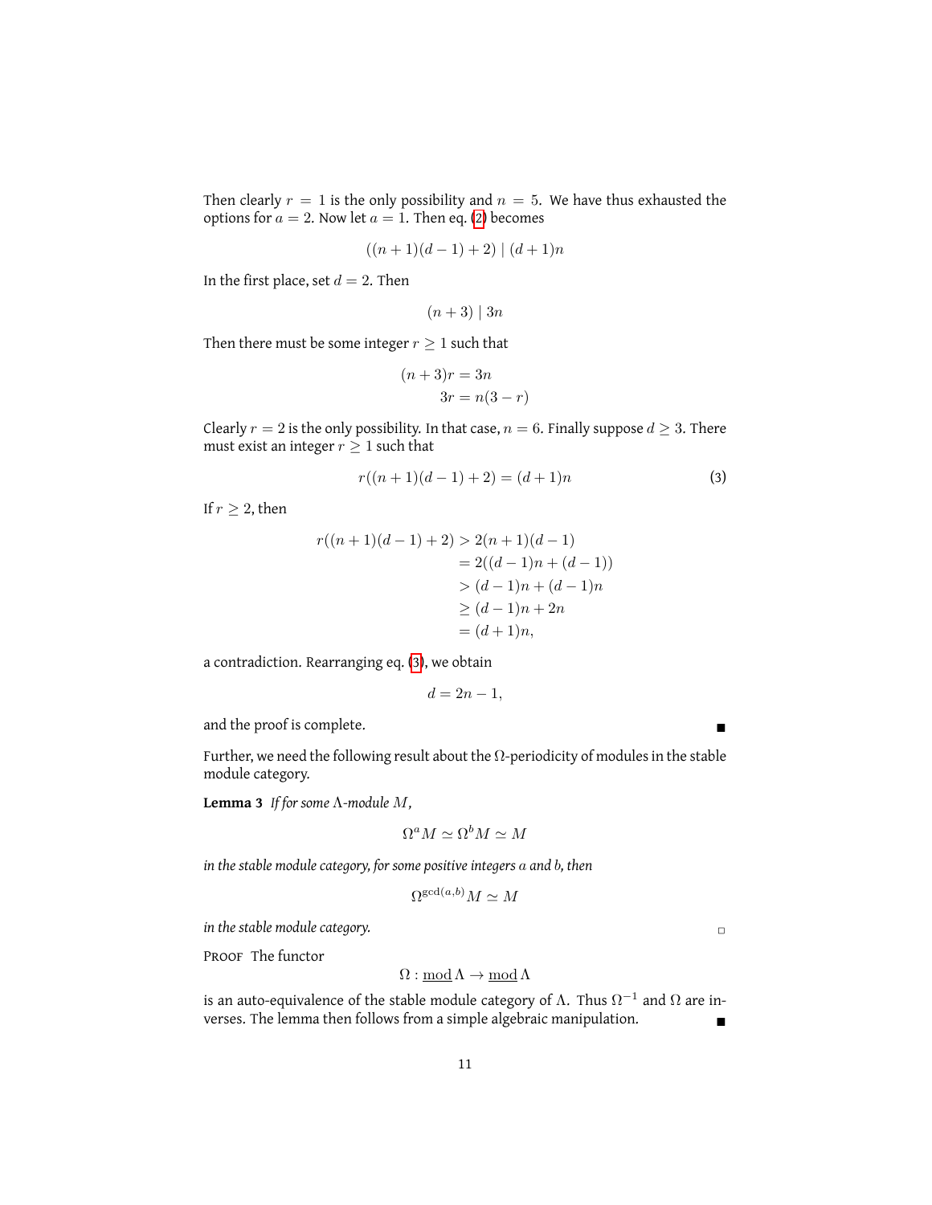Then clearly $r = 1$ is the only possibility and $n = 5$. We have thus exhausted the options for $a = 2$. Now let $a = 1$. Then eq. (2) becomes

$$((n+1)(d-1)+2) \mid (d+1)n$$

In the first place, set $d = 2$. Then

$$(n+3) \mid 3n$$

Then there must be some integer $r \geq 1$ such that

$$\begin{aligned}(n+3)r &= 3n \\ 3r &= n(3-r)\end{aligned}$$

Clearly $r = 2$ is the only possibility. In that case, $n = 6$. Finally suppose $d \geq 3$. There must exist an integer $r \geq 1$ such that

$$r((n+1)(d-1)+2) = (d+1)n \tag{3}$$

If $r \geq 2$, then

$$\begin{aligned}r((n+1)(d-1)+2) &> 2(n+1)(d-1) \\ &= 2((d-1)n + (d-1)) \\ &> (d-1)n + (d-1)n \\ &\geq (d-1)n + 2n \\ &= (d+1)n,\end{aligned}$$

a contradiction. Rearranging eq. (3), we obtain

$$d = 2n - 1,$$

and the proof is complete. ∎

Further, we need the following result about the $\Omega$-periodicity of modules in the stable module category.

**Lemma 3** *If for some $\Lambda$-module $M$,*

$$\Omega^a M \simeq \Omega^b M \simeq M$$

*in the stable module category, for some positive integers $a$ and $b$, then*

$$\Omega^{\gcd(a,b)} M \simeq M$$

*in the stable module category.* □

Proof The functor

$$\Omega : \underline{\operatorname{mod}}\,\Lambda \to \underline{\operatorname{mod}}\,\Lambda$$

is an auto-equivalence of the stable module category of $\Lambda$. Thus $\Omega^{-1}$ and $\Omega$ are inverses. The lemma then follows from a simple algebraic manipulation. ∎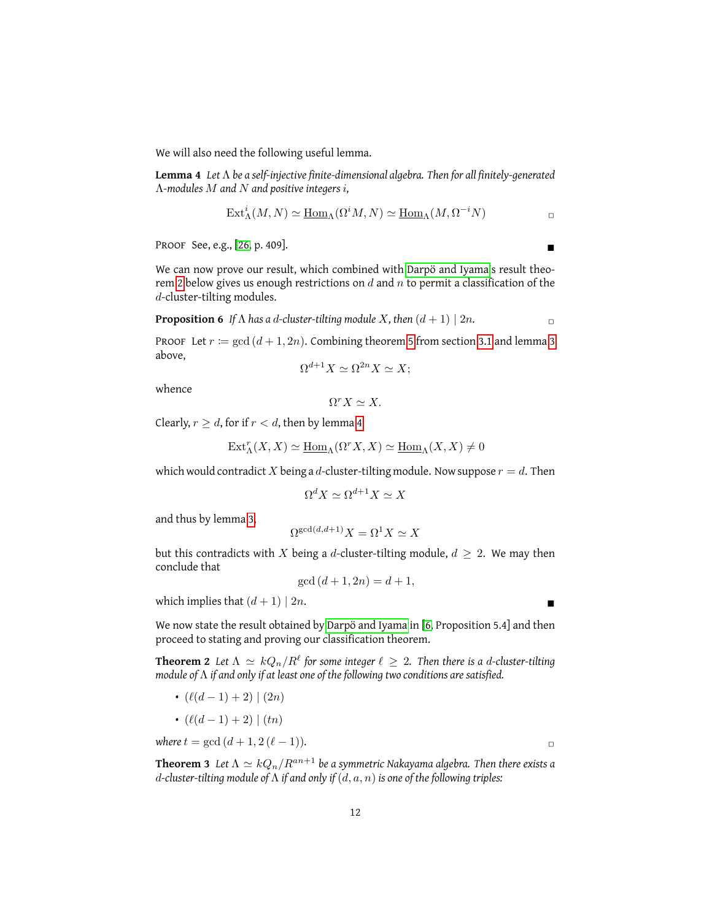We will also need the following useful lemma.

**Lemma 4** *Let $\Lambda$ be a self-injective finite-dimensional algebra. Then for all finitely-generated $\Lambda$-modules $M$ and $N$ and positive integers $i$,*

$$\operatorname{Ext}^i_\Lambda(M, N) \simeq \underline{\operatorname{Hom}}_\Lambda(\Omega^i M, N) \simeq \underline{\operatorname{Hom}}_\Lambda(M, \Omega^{-i} N)$$

□

PROOF See, e.g., [26, p. 409]. ■

We can now prove our result, which combined with Darpö and Iyamas result theorem 2 below gives us enough restrictions on $d$ and $n$ to permit a classification of the $d$-cluster-tilting modules.

**Proposition 6** *If $\Lambda$ has a $d$-cluster-tilting module $X$, then $(d+1) \mid 2n$.* □

PROOF Let $r := \gcd(d+1, 2n)$. Combining theorem 5 from section 3.1 and lemma 3 above,

$$\Omega^{d+1} X \simeq \Omega^{2n} X \simeq X;$$

whence

$$\Omega^r X \simeq X.$$

Clearly, $r \geq d$, for if $r < d$, then by lemma 4

$$\operatorname{Ext}^r_\Lambda(X, X) \simeq \underline{\operatorname{Hom}}_\Lambda(\Omega^r X, X) \simeq \underline{\operatorname{Hom}}_\Lambda(X, X) \neq 0$$

which would contradict $X$ being a $d$-cluster-tilting module. Now suppose $r = d$. Then

$$\Omega^d X \simeq \Omega^{d+1} X \simeq X$$

and thus by lemma 3,

$$\Omega^{\gcd(d, d+1)} X = \Omega^1 X \simeq X$$

but this contradicts with $X$ being a $d$-cluster-tilting module, $d \geq 2$. We may then conclude that

$$\gcd(d+1, 2n) = d+1,$$

which implies that $(d+1) \mid 2n$. ■

We now state the result obtained by Darpö and Iyama in [6, Proposition 5.4] and then proceed to stating and proving our classification theorem.

**Theorem 2** *Let $\Lambda \simeq kQ_n/R^\ell$ for some integer $\ell \geq 2$. Then there is a $d$-cluster-tilting module of $\Lambda$ if and only if at least one of the following two conditions are satisfied.*

- $(\ell(d-1) + 2) \mid (2n)$
- $(\ell(d-1) + 2) \mid (tn)$

*where $t = \gcd(d+1, 2(\ell-1))$.* □

**Theorem 3** *Let $\Lambda \simeq kQ_n/R^{an+1}$ be a symmetric Nakayama algebra. Then there exists a $d$-cluster-tilting module of $\Lambda$ if and only if $(d, a, n)$ is one of the following triples:*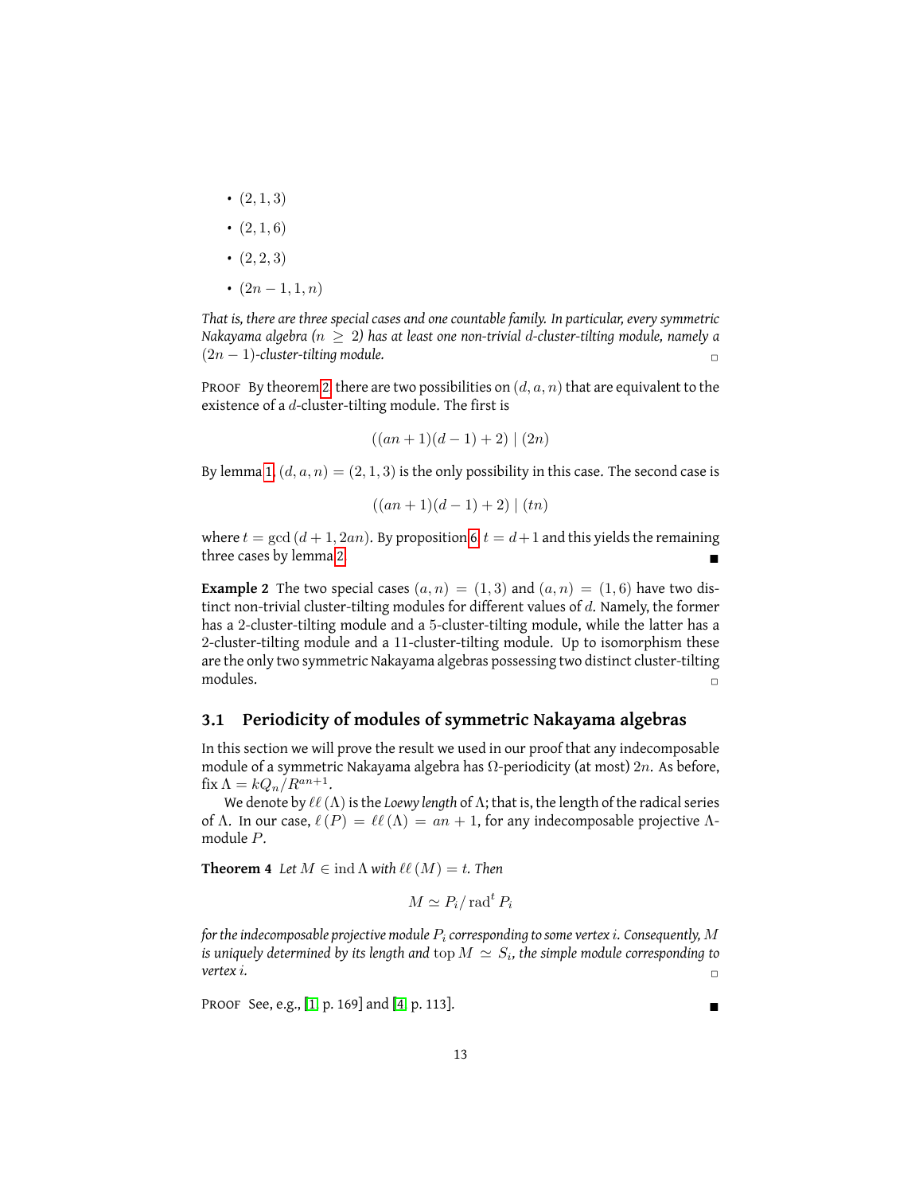- $(2, 1, 3)$
- $(2, 1, 6)$
- $(2, 2, 3)$
- $(2n - 1, 1, n)$

*That is, there are three special cases and one countable family. In particular, every symmetric Nakayama algebra ($n \geq 2$) has at least one non-trivial $d$-cluster-tilting module, namely a $(2n - 1)$-cluster-tilting module.* ▫

PROOF By theorem 2 there are two possibilities on $(d, a, n)$ that are equivalent to the existence of a $d$-cluster-tilting module. The first is

$$((an + 1)(d - 1) + 2) \mid (2n)$$

By lemma 1, $(d, a, n) = (2, 1, 3)$ is the only possibility in this case. The second case is

$$((an + 1)(d - 1) + 2) \mid (tn)$$

where $t = \gcd(d + 1, 2an)$. By proposition 6 $t = d + 1$ and this yields the remaining three cases by lemma 2. ■

**Example 2** The two special cases $(a, n) = (1, 3)$ and $(a, n) = (1, 6)$ have two distinct non-trivial cluster-tilting modules for different values of $d$. Namely, the former has a 2-cluster-tilting module and a 5-cluster-tilting module, while the latter has a 2-cluster-tilting module and a 11-cluster-tilting module. Up to isomorphism these are the only two symmetric Nakayama algebras possessing two distinct cluster-tilting modules. ▫

### 3.1 Periodicity of modules of symmetric Nakayama algebras

In this section we will prove the result we used in our proof that any indecomposable module of a symmetric Nakayama algebra has $\Omega$-periodicity (at most) $2n$. As before, fix $\Lambda = kQ_n/R^{an+1}$.

We denote by $\ell\ell(\Lambda)$ is the *Loewy length* of $\Lambda$; that is, the length of the radical series of $\Lambda$. In our case, $\ell(P) = \ell\ell(\Lambda) = an + 1$, for any indecomposable projective $\Lambda$-module $P$.

**Theorem 4** *Let $M \in \operatorname{ind} \Lambda$ with $\ell\ell(M) = t$. Then*

$$M \simeq P_i / \operatorname{rad}^t P_i$$

*for the indecomposable projective module $P_i$ corresponding to some vertex $i$. Consequently, $M$ is uniquely determined by its length and $\operatorname{top} M \simeq S_i$, the simple module corresponding to vertex $i$.* ▫

PROOF See, e.g., [1, p. 169] and [4, p. 113]. ■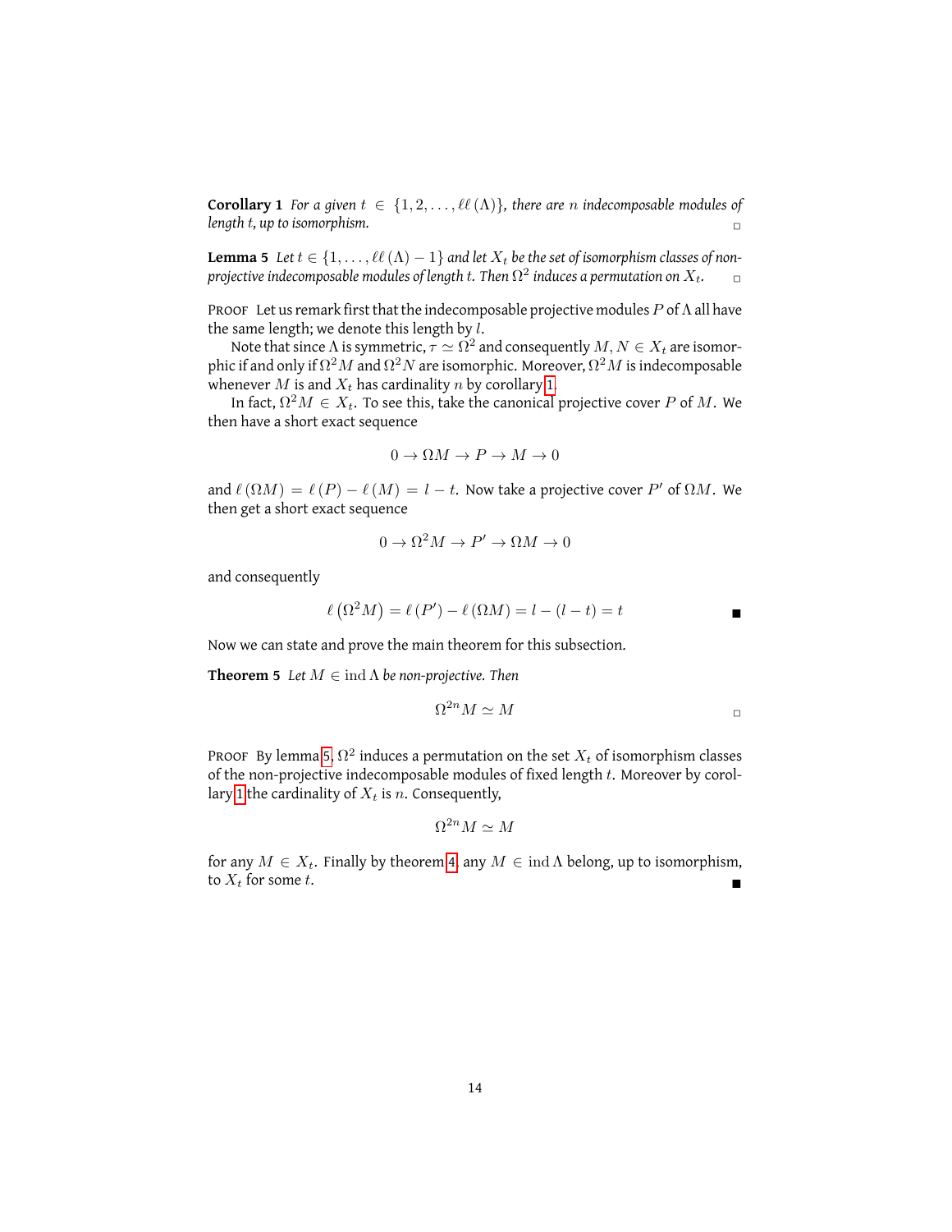**Corollary 1** *For a given $t \in \{1, 2, \ldots, \ell\ell(\Lambda)\}$, there are $n$ indecomposable modules of length $t$, up to isomorphism.* □

**Lemma 5** *Let $t \in \{1, \ldots, \ell\ell(\Lambda) - 1\}$ and let $X_t$ be the set of isomorphism classes of non-projective indecomposable modules of length $t$. Then $\Omega^2$ induces a permutation on $X_t$.* □

PROOF Let us remark first that the indecomposable projective modules $P$ of $\Lambda$ all have the same length; we denote this length by $l$.

Note that since $\Lambda$ is symmetric, $\tau \simeq \Omega^2$ and consequently $M, N \in X_t$ are isomorphic if and only if $\Omega^2 M$ and $\Omega^2 N$ are isomorphic. Moreover, $\Omega^2 M$ is indecomposable whenever $M$ is and $X_t$ has cardinality $n$ by corollary 1.

In fact, $\Omega^2 M \in X_t$. To see this, take the canonical projective cover $P$ of $M$. We then have a short exact sequence

$$0 \to \Omega M \to P \to M \to 0$$

and $\ell(\Omega M) = \ell(P) - \ell(M) = l - t$. Now take a projective cover $P'$ of $\Omega M$. We then get a short exact sequence

$$0 \to \Omega^2 M \to P' \to \Omega M \to 0$$

and consequently

$$\ell\left(\Omega^2 M\right) = \ell(P') - \ell(\Omega M) = l - (l - t) = t$$

■

Now we can state and prove the main theorem for this subsection.

**Theorem 5** *Let $M \in \operatorname{ind} \Lambda$ be non-projective. Then*

$$\Omega^{2n} M \simeq M$$

□

PROOF By lemma 5, $\Omega^2$ induces a permutation on the set $X_t$ of isomorphism classes of the non-projective indecomposable modules of fixed length $t$. Moreover by corollary 1 the cardinality of $X_t$ is $n$. Consequently,

$$\Omega^{2n} M \simeq M$$

for any $M \in X_t$. Finally by theorem 4, any $M \in \operatorname{ind} \Lambda$ belong, up to isomorphism, to $X_t$ for some $t$. ■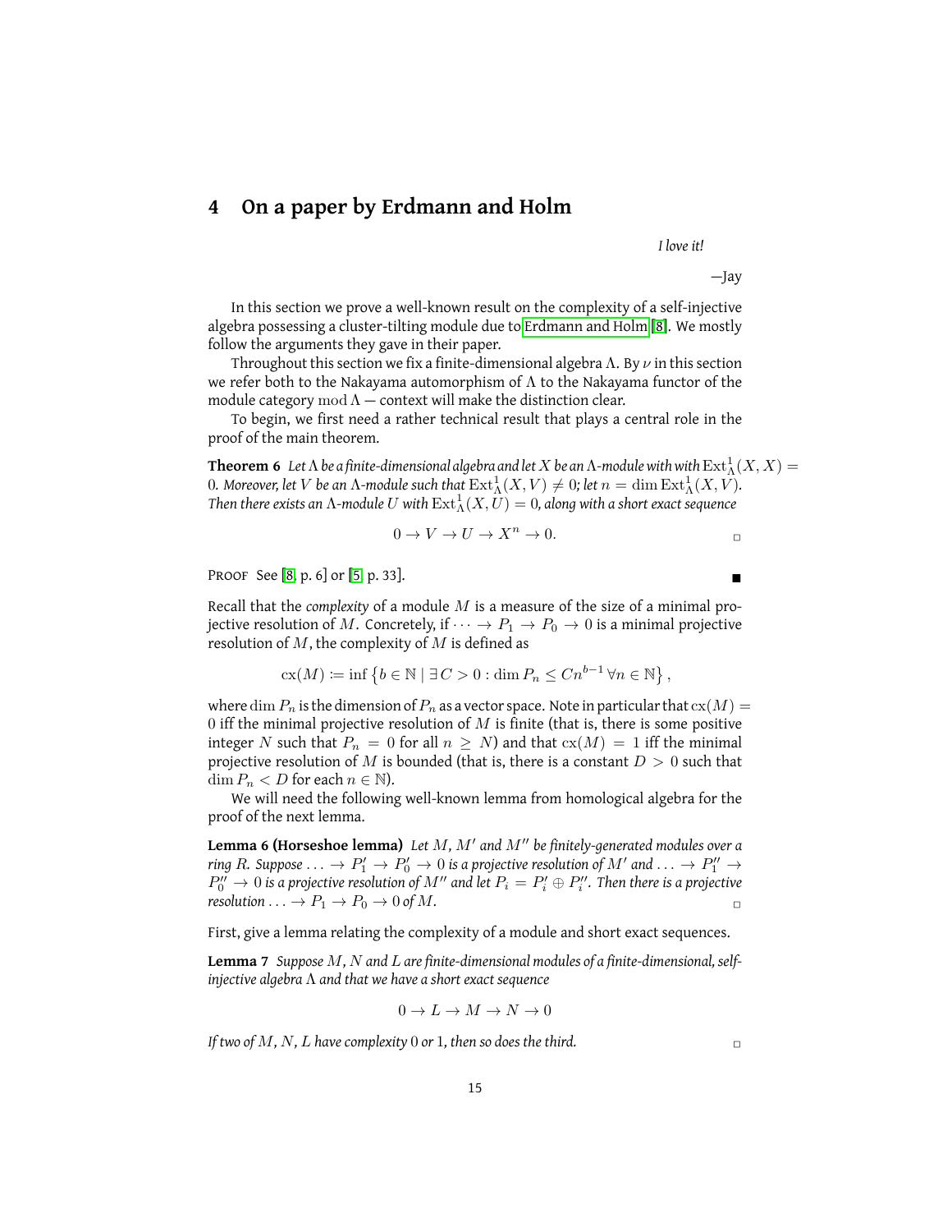## 4 On a paper by Erdmann and Holm

*I love it!*

—Jay

In this section we prove a well-known result on the complexity of a self-injective algebra possessing a cluster-tilting module due to Erdmann and Holm [8]. We mostly follow the arguments they gave in their paper.

Throughout this section we fix a finite-dimensional algebra $\Lambda$. By $\nu$ in this section we refer both to the Nakayama automorphism of $\Lambda$ to the Nakayama functor of the module category $\operatorname{mod}\Lambda$ — context will make the distinction clear.

To begin, we first need a rather technical result that plays a central role in the proof of the main theorem.

**Theorem 6** *Let $\Lambda$ be a finite-dimensional algebra and let $X$ be an $\Lambda$-module with with $\operatorname{Ext}^1_\Lambda(X, X) = 0$. Moreover, let $V$ be an $\Lambda$-module such that $\operatorname{Ext}^1_\Lambda(X, V) \neq 0$; let $n = \dim \operatorname{Ext}^1_\Lambda(X, V)$. Then there exists an $\Lambda$-module $U$ with $\operatorname{Ext}^1_\Lambda(X, U) = 0$, along with a short exact sequence*

$$0 \to V \to U \to X^n \to 0.$$

□

PROOF See [8, p. 6] or [5, p. 33]. ■

Recall that the *complexity* of a module $M$ is a measure of the size of a minimal projective resolution of $M$. Concretely, if $\cdots \to P_1 \to P_0 \to 0$ is a minimal projective resolution of $M$, the complexity of $M$ is defined as

$$\operatorname{cx}(M) := \inf\left\{ b \in \mathbb{N} \mid \exists C > 0 : \dim P_n \leq Cn^{b-1}\, \forall n \in \mathbb{N} \right\},$$

where $\dim P_n$ is the dimension of $P_n$ as a vector space. Note in particular that $\operatorname{cx}(M) = 0$ iff the minimal projective resolution of $M$ is finite (that is, there is some positive integer $N$ such that $P_n = 0$ for all $n \geq N$) and that $\operatorname{cx}(M) = 1$ iff the minimal projective resolution of $M$ is bounded (that is, there is a constant $D > 0$ such that $\dim P_n < D$ for each $n \in \mathbb{N}$).

We will need the following well-known lemma from homological algebra for the proof of the next lemma.

**Lemma 6 (Horseshoe lemma)** *Let $M$, $M'$ and $M''$ be finitely-generated modules over a ring $R$. Suppose $\ldots \to P'_1 \to P'_0 \to 0$ is a projective resolution of $M'$ and $\ldots \to P''_1 \to P''_0 \to 0$ is a projective resolution of $M''$ and let $P_i = P'_i \oplus P''_i$. Then there is a projective resolution $\ldots \to P_1 \to P_0 \to 0$ of $M$.* □

First, give a lemma relating the complexity of a module and short exact sequences.

**Lemma 7** *Suppose $M$, $N$ and $L$ are finite-dimensional modules of a finite-dimensional, self-injective algebra $\Lambda$ and that we have a short exact sequence*

$$0 \to L \to M \to N \to 0$$

*If two of $M$, $N$, $L$ have complexity $0$ or $1$, then so does the third.* □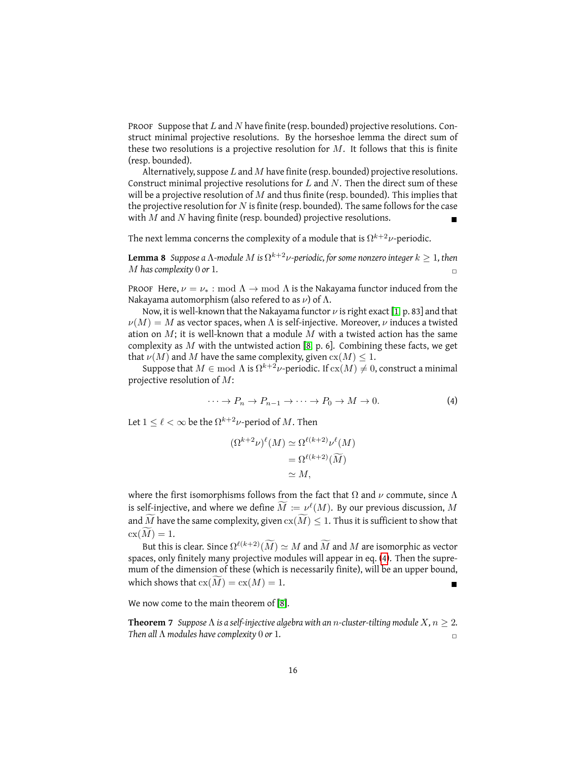Proof Suppose that $L$ and $N$ have finite (resp. bounded) projective resolutions. Construct minimal projective resolutions. By the horseshoe lemma the direct sum of these two resolutions is a projective resolution for $M$. It follows that this is finite (resp. bounded).

Alternatively, suppose $L$ and $M$ have finite (resp. bounded) projective resolutions. Construct minimal projective resolutions for $L$ and $N$. Then the direct sum of these will be a projective resolution of $M$ and thus finite (resp. bounded). This implies that the projective resolution for $N$ is finite (resp. bounded). The same follows for the case with $M$ and $N$ having finite (resp. bounded) projective resolutions. ∎

The next lemma concerns the complexity of a module that is $\Omega^{k+2}\nu$-periodic.

**Lemma 8** *Suppose a $\Lambda$-module $M$ is $\Omega^{k+2}\nu$-periodic, for some nonzero integer $k \geq 1$, then $M$ has complexity 0 or 1.* □

Proof Here, $\nu = \nu_* : \operatorname{mod} \Lambda \to \operatorname{mod} \Lambda$ is the Nakayama functor induced from the Nakayama automorphism (also refered to as $\nu$) of $\Lambda$.

Now, it is well-known that the Nakayama functor $\nu$ is right exact [1, p. 83] and that $\nu(M) = M$ as vector spaces, when $\Lambda$ is self-injective. Moreover, $\nu$ induces a twisted ation on $M$; it is well-known that a module $M$ with a twisted action has the same complexity as $M$ with the untwisted action [8, p. 6]. Combining these facts, we get that $\nu(M)$ and $M$ have the same complexity, given $\operatorname{cx}(M) \leq 1$.

Suppose that $M \in \operatorname{mod} \Lambda$ is $\Omega^{k+2}\nu$-periodic. If $\operatorname{cx}(M) \neq 0$, construct a minimal projective resolution of $M$:

$$\cdots \to P_n \to P_{n-1} \to \cdots \to P_0 \to M \to 0. \tag{4}$$

Let $1 \leq \ell < \infty$ be the $\Omega^{k+2}\nu$-period of $M$. Then

$$\begin{aligned}
(\Omega^{k+2}\nu)^{\ell}(M) &\simeq \Omega^{\ell(k+2)}\nu^{\ell}(M) \\
&= \Omega^{\ell(k+2)}(\widetilde{M}) \\
&\simeq M,
\end{aligned}$$

where the first isomorphisms follows from the fact that $\Omega$ and $\nu$ commute, since $\Lambda$ is self-injective, and where we define $\widetilde{M} := \nu^{\ell}(M)$. By our previous discussion, $M$ and $\widetilde{M}$ have the same complexity, given $\operatorname{cx}(\widetilde{M}) \leq 1$. Thus it is sufficient to show that $\operatorname{cx}(\widetilde{M}) = 1$.

But this is clear. Since $\Omega^{\ell(k+2)}(\widetilde{M}) \simeq M$ and $\widetilde{M}$ and $M$ are isomorphic as vector spaces, only finitely many projective modules will appear in eq. (4). Then the supremum of the dimension of these (which is necessarily finite), will be an upper bound, which shows that $\operatorname{cx}(\widetilde{M}) = \operatorname{cx}(M) = 1$. ∎

We now come to the main theorem of [8].

**Theorem 7** *Suppose $\Lambda$ is a self-injective algebra with an $n$-cluster-tilting module $X$, $n \geq 2$. Then all $\Lambda$ modules have complexity 0 or 1.* □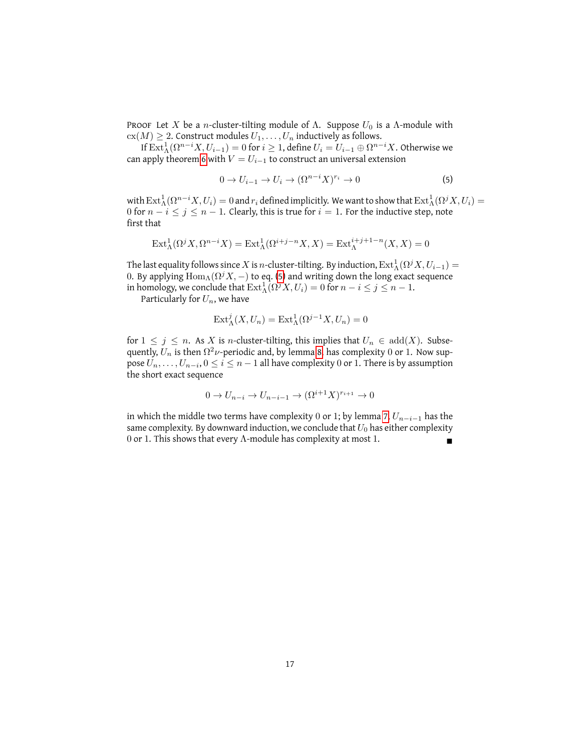**Proof** Let $X$ be a $n$-cluster-tilting module of $\Lambda$. Suppose $U_0$ is a $\Lambda$-module with $\mathrm{cx}(M) \geq 2$. Construct modules $U_1, \ldots, U_n$ inductively as follows.

If $\mathrm{Ext}^1_\Lambda(\Omega^{n-i}X, U_{i-1}) = 0$ for $i \geq 1$, define $U_i = U_{i-1} \oplus \Omega^{n-i}X$. Otherwise we can apply theorem 6 with $V = U_{i-1}$ to construct an universal extension

$$0 \to U_{i-1} \to U_i \to (\Omega^{n-i}X)^{r_i} \to 0 \tag{5}$$

with $\mathrm{Ext}^1_\Lambda(\Omega^{n-i}X, U_i) = 0$ and $r_i$ defined implicitly. We want to show that $\mathrm{Ext}^1_\Lambda(\Omega^j X, U_i) = 0$ for $n - i \leq j \leq n - 1$. Clearly, this is true for $i = 1$. For the inductive step, note first that

$$\mathrm{Ext}^1_\Lambda(\Omega^j X, \Omega^{n-i}X) = \mathrm{Ext}^1_\Lambda(\Omega^{i+j-n}X, X) = \mathrm{Ext}^{i+j+1-n}_\Lambda(X, X) = 0$$

The last equality follows since $X$ is $n$-cluster-tilting. By induction, $\mathrm{Ext}^1_\Lambda(\Omega^j X, U_{i-1}) = 0$. By applying $\mathrm{Hom}_\Lambda(\Omega^j X, -)$ to eq. (5) and writing down the long exact sequence in homology, we conclude that $\mathrm{Ext}^1_\Lambda(\Omega^j X, U_i) = 0$ for $n - i \leq j \leq n - 1$.

Particularly for $U_n$, we have

$$\mathrm{Ext}^j_\Lambda(X, U_n) = \mathrm{Ext}^1_\Lambda(\Omega^{j-1}X, U_n) = 0$$

for $1 \leq j \leq n$. As $X$ is $n$-cluster-tilting, this implies that $U_n \in \mathrm{add}(X)$. Subsequently, $U_n$ is then $\Omega^2\nu$-periodic and, by lemma 8, has complexity $0$ or $1$. Now suppose $U_n, \ldots, U_{n-i}, 0 \leq i \leq n-1$ all have complexity $0$ or $1$. There is by assumption the short exact sequence

$$0 \to U_{n-i} \to U_{n-i-1} \to (\Omega^{i+1}X)^{r_{i+1}} \to 0$$

in which the middle two terms have complexity $0$ or $1$; by lemma 7, $U_{n-i-1}$ has the same complexity. By downward induction, we conclude that $U_0$ has either complexity $0$ or $1$. This shows that every $\Lambda$-module has complexity at most $1$. ∎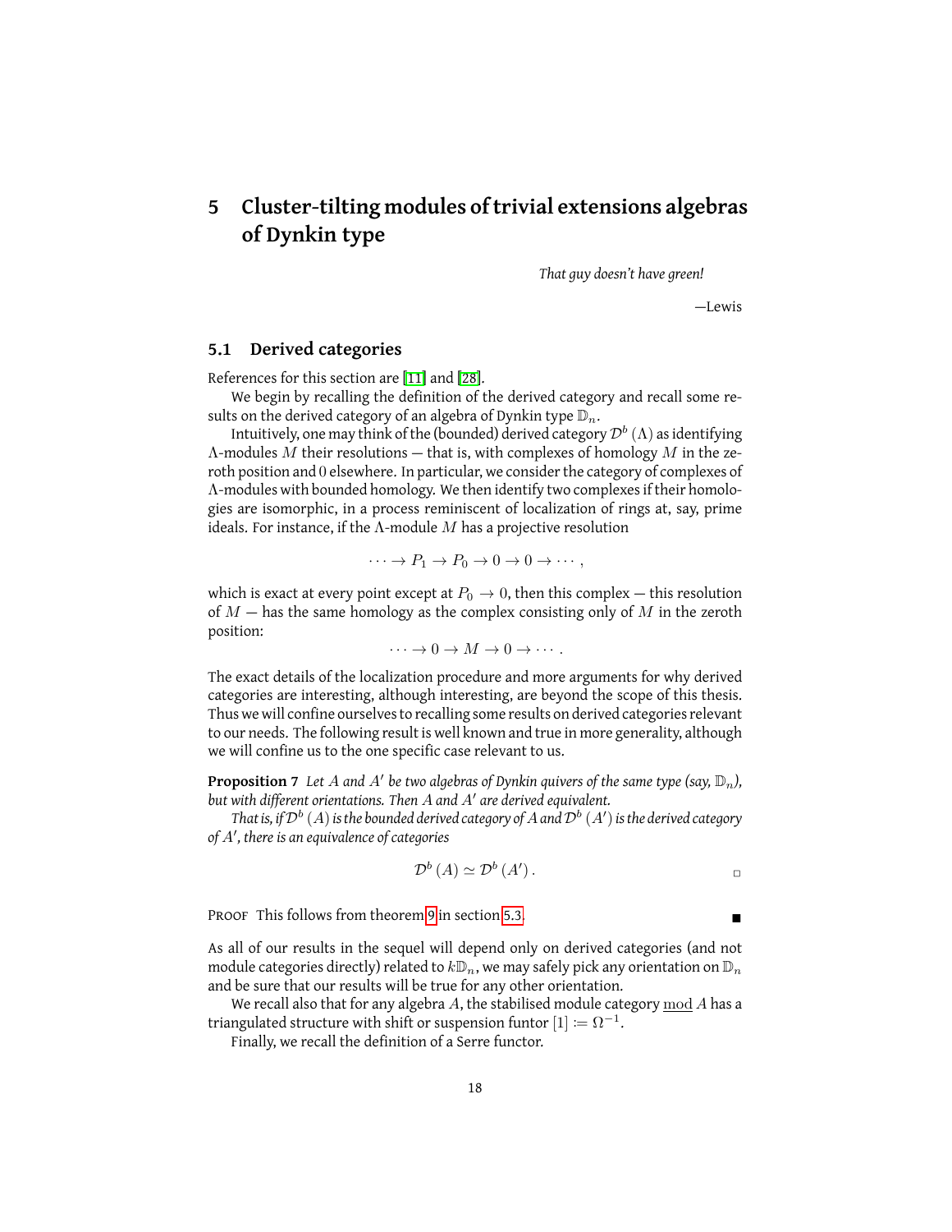# 5 Cluster-tilting modules of trivial extensions algebras of Dynkin type

*That guy doesn't have green!*

—Lewis

## 5.1 Derived categories

References for this section are [11] and [28].

We begin by recalling the definition of the derived category and recall some results on the derived category of an algebra of Dynkin type $\mathbb{D}_n$.

Intuitively, one may think of the (bounded) derived category $\mathcal{D}^b(\Lambda)$ as identifying $\Lambda$-modules $M$ their resolutions — that is, with complexes of homology $M$ in the zeroth position and $0$ elsewhere. In particular, we consider the category of complexes of $\Lambda$-modules with bounded homology. We then identify two complexes if their homologies are isomorphic, in a process reminiscent of localization of rings at, say, prime ideals. For instance, if the $\Lambda$-module $M$ has a projective resolution

$$\cdots \to P_1 \to P_0 \to 0 \to 0 \to \cdots,$$

which is exact at every point except at $P_0 \to 0$, then this complex — this resolution of $M$ — has the same homology as the complex consisting only of $M$ in the zeroth position:

$$\cdots \to 0 \to M \to 0 \to \cdots.$$

The exact details of the localization procedure and more arguments for why derived categories are interesting, although interesting, are beyond the scope of this thesis. Thus we will confine ourselves to recalling some results on derived categories relevant to our needs. The following result is well known and true in more generality, although we will confine us to the one specific case relevant to us.

**Proposition 7** *Let $A$ and $A'$ be two algebras of Dynkin quivers of the same type (say, $\mathbb{D}_n$), but with different orientations. Then $A$ and $A'$ are derived equivalent.*

*That is, if $\mathcal{D}^b(A)$ is the bounded derived category of $A$ and $\mathcal{D}^b(A')$ is the derived category of $A'$, there is an equivalence of categories*

$$\mathcal{D}^b(A) \simeq \mathcal{D}^b(A'). \qquad \square$$

Proof This follows from theorem 9 in section 5.3. ∎

As all of our results in the sequel will depend only on derived categories (and not module categories directly) related to $k\mathbb{D}_n$, we may safely pick any orientation on $\mathbb{D}_n$ and be sure that our results will be true for any other orientation.

We recall also that for any algebra $A$, the stabilised module category $\underline{\mathrm{mod}}\, A$ has a triangulated structure with shift or suspension functor $[1] \coloneqq \Omega^{-1}$.

Finally, we recall the definition of a Serre functor.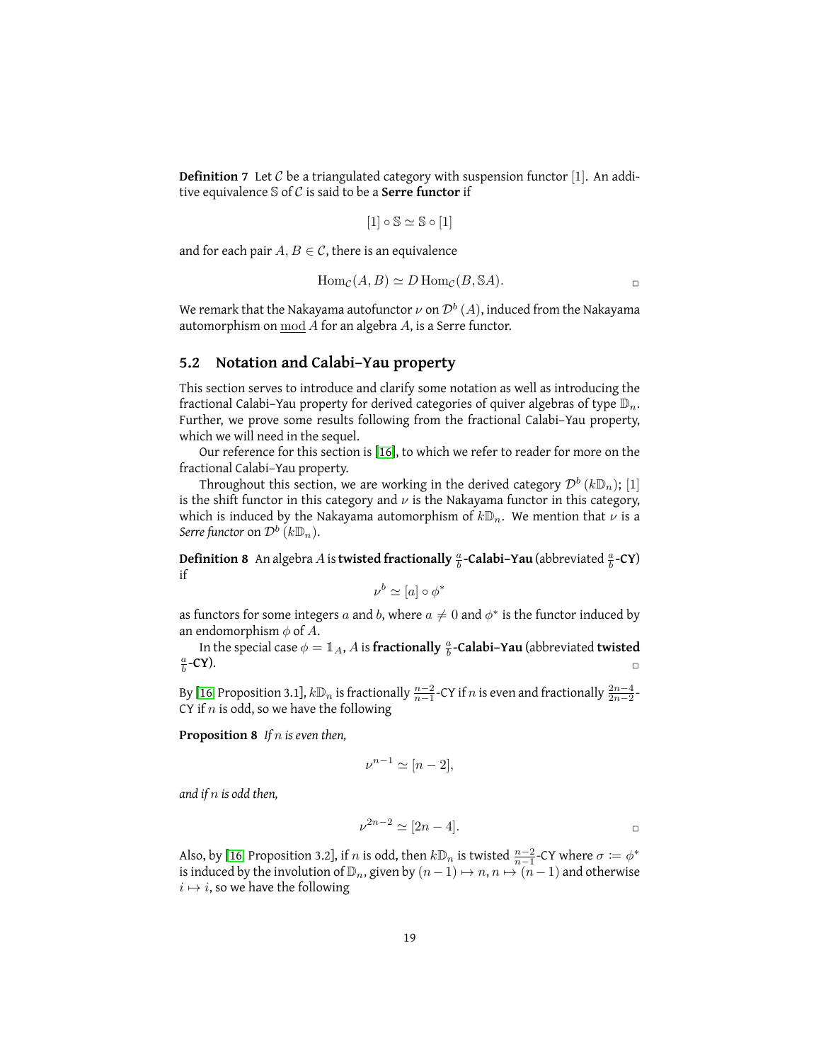**Definition 7** Let $\mathcal{C}$ be a triangulated category with suspension functor $[1]$. An additive equivalence $\mathbb{S}$ of $\mathcal{C}$ is said to be a **Serre functor** if

$$[1] \circ \mathbb{S} \simeq \mathbb{S} \circ [1]$$

and for each pair $A, B \in \mathcal{C}$, there is an equivalence

$$\operatorname{Hom}_{\mathcal{C}}(A, B) \simeq D \operatorname{Hom}_{\mathcal{C}}(B, \mathbb{S}A). \qquad \square$$

We remark that the Nakayama autofunctor $\nu$ on $\mathcal{D}^b(A)$, induced from the Nakayama automorphism on $\underline{\operatorname{mod}}\, A$ for an algebra $A$, is a Serre functor.

## 5.2 Notation and Calabi–Yau property

This section serves to introduce and clarify some notation as well as introducing the fractional Calabi–Yau property for derived categories of quiver algebras of type $\mathbb{D}_n$. Further, we prove some results following from the fractional Calabi–Yau property, which we will need in the sequel.

Our reference for this section is [16], to which we refer to reader for more on the fractional Calabi–Yau property.

Throughout this section, we are working in the derived category $\mathcal{D}^b(k\mathbb{D}_n)$; $[1]$ is the shift functor in this category and $\nu$ is the Nakayama functor in this category, which is induced by the Nakayama automorphism of $k\mathbb{D}_n$. We mention that $\nu$ is a *Serre functor* on $\mathcal{D}^b(k\mathbb{D}_n)$.

**Definition 8** An algebra $A$ is **twisted fractionally $\frac{a}{b}$-Calabi–Yau** (abbreviated **$\frac{a}{b}$-CY**) if

$$\nu^b \simeq [a] \circ \phi^*$$

as functors for some integers $a$ and $b$, where $a \neq 0$ and $\phi^*$ is the functor induced by an endomorphism $\phi$ of $A$.

In the special case $\phi = \mathbb{1}_A$, $A$ is **fractionally $\frac{a}{b}$-Calabi–Yau** (abbreviated **twisted $\frac{a}{b}$-CY**). $\square$

By [16, Proposition 3.1], $k\mathbb{D}_n$ is fractionally $\frac{n-2}{n-1}$-CY if $n$ is even and fractionally $\frac{2n-4}{2n-2}$-CY if $n$ is odd, so we have the following

**Proposition 8** *If $n$ is even then,*

$$\nu^{n-1} \simeq [n-2],$$

*and if $n$ is odd then,*

$$\nu^{2n-2} \simeq [2n-4]. \qquad \square$$

Also, by [16, Proposition 3.2], if $n$ is odd, then $k\mathbb{D}_n$ is twisted $\frac{n-2}{n-1}$-CY where $\sigma := \phi^*$ is induced by the involution of $\mathbb{D}_n$, given by $(n-1) \mapsto n$, $n \mapsto (n-1)$ and otherwise $i \mapsto i$, so we have the following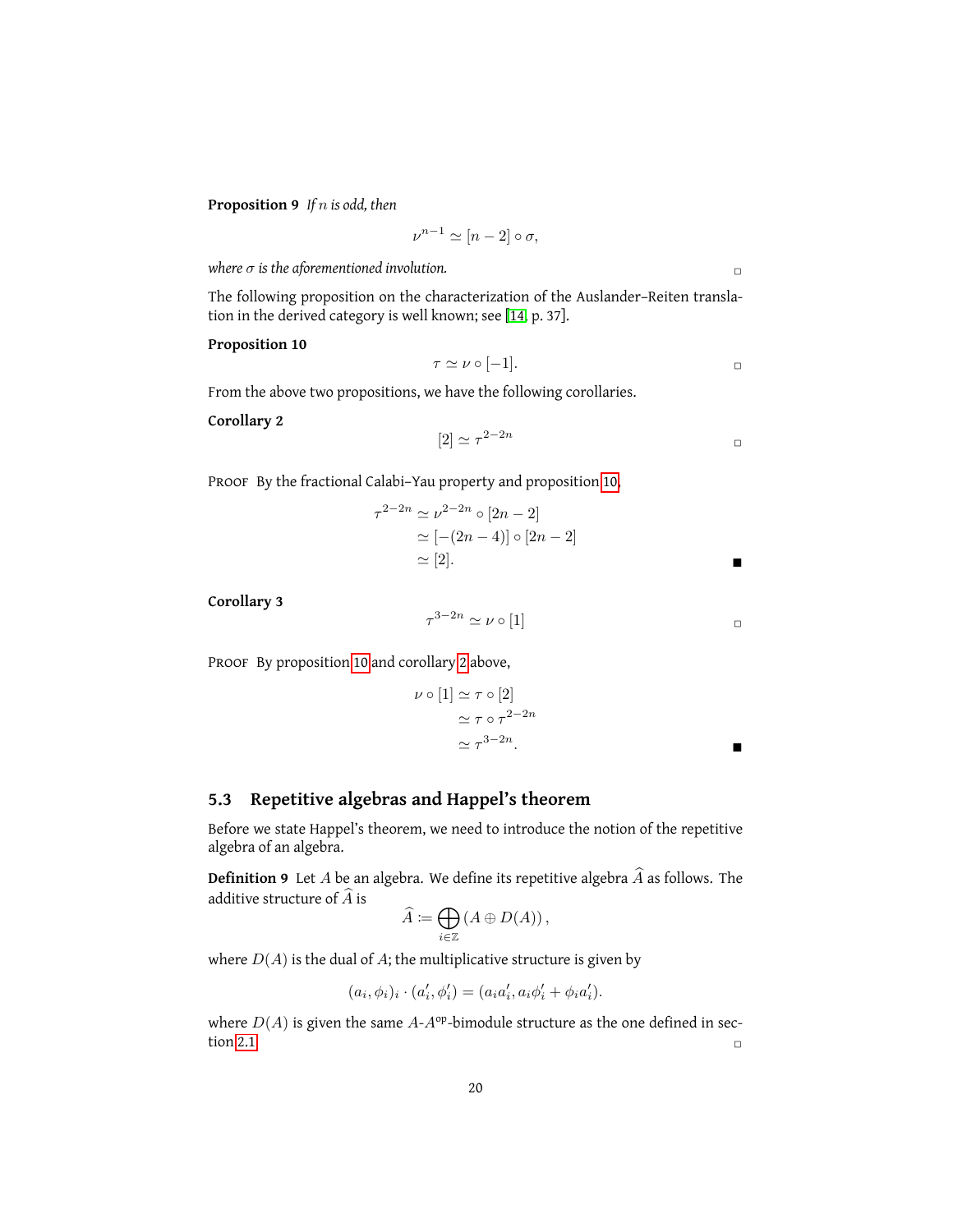**Proposition 9** *If $n$ is odd, then*

$$\nu^{n-1} \simeq [n-2] \circ \sigma,$$

*where $\sigma$ is the aforementioned involution.* □

The following proposition on the characterization of the Auslander–Reiten translation in the derived category is well known; see [14, p. 37].

**Proposition 10**

$$\tau \simeq \nu \circ [-1].$$ □

From the above two propositions, we have the following corollaries.

**Corollary 2**

$$[2] \simeq \tau^{2-2n}$$ □

PROOF By the fractional Calabi–Yau property and proposition 10,

$$\begin{aligned} \tau^{2-2n} &\simeq \nu^{2-2n} \circ [2n-2] \\ &\simeq [-(2n-4)] \circ [2n-2] \\ &\simeq [2]. \end{aligned}$$ ■

**Corollary 3**

$$\tau^{3-2n} \simeq \nu \circ [1]$$ □

PROOF By proposition 10 and corollary 2 above,

$$\begin{aligned} \nu \circ [1] &\simeq \tau \circ [2] \\ &\simeq \tau \circ \tau^{2-2n} \\ &\simeq \tau^{3-2n}. \end{aligned}$$ ■

## 5.3 Repetitive algebras and Happel's theorem

Before we state Happel's theorem, we need to introduce the notion of the repetitive algebra of an algebra.

**Definition 9** Let $A$ be an algebra. We define its repetitive algebra $\widehat{A}$ as follows. The additive structure of $\widehat{A}$ is

$$\widehat{A} \coloneqq \bigoplus_{i \in \mathbb{Z}} (A \oplus D(A)),$$

where $D(A)$ is the dual of $A$; the multiplicative structure is given by

$$(a_i, \phi_i)_i \cdot (a'_i, \phi'_i) = (a_i a'_i, a_i \phi'_i + \phi_i a'_i).$$

where $D(A)$ is given the same $A$-$A^{\text{op}}$-bimodule structure as the one defined in section 2.1. □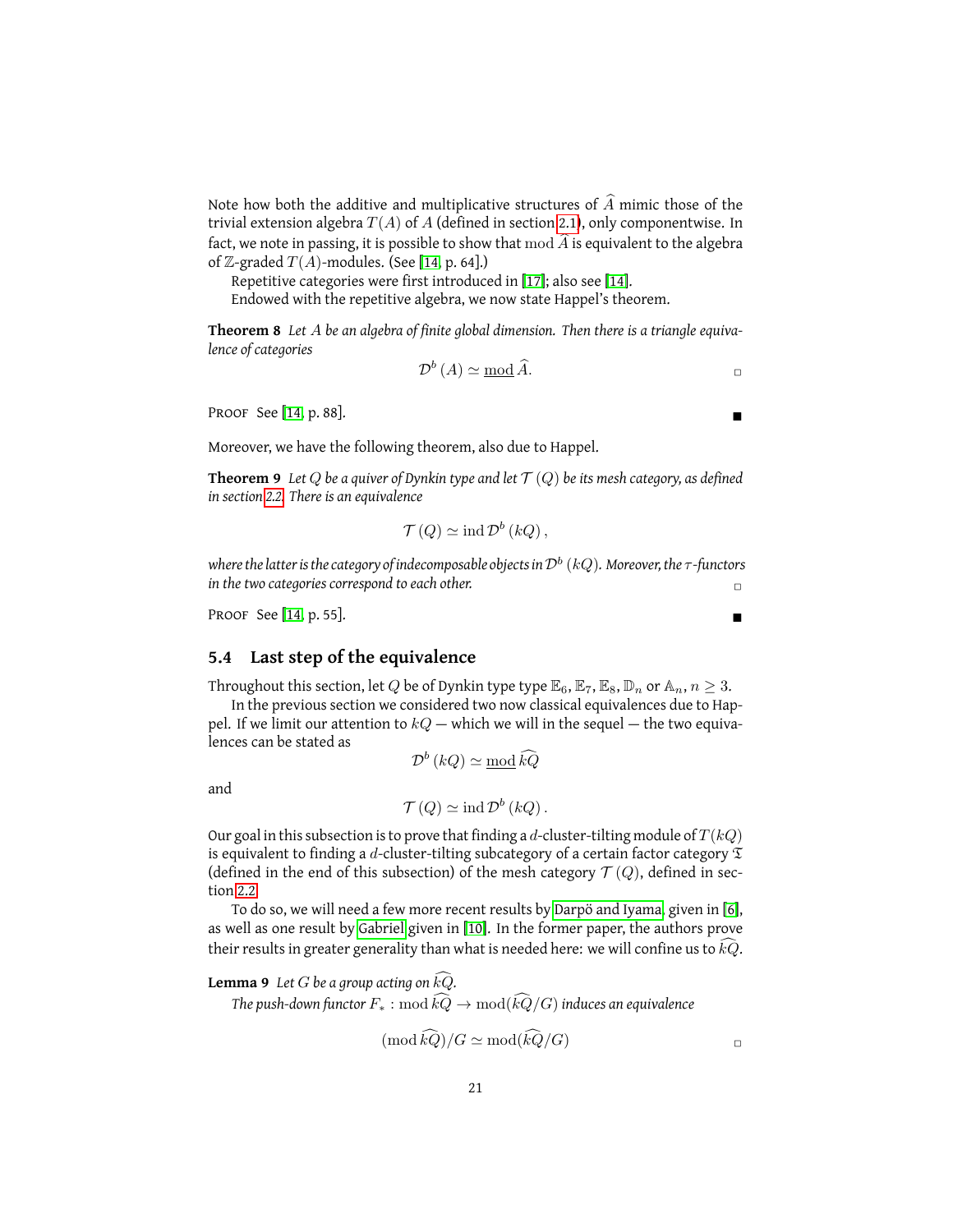Note how both the additive and multiplicative structures of $\widehat{A}$ mimic those of the trivial extension algebra $T(A)$ of $A$ (defined in section 2.1), only componentwise. In fact, we note in passing, it is possible to show that $\operatorname{mod} \widehat{A}$ is equivalent to the algebra of $\mathbb{Z}$-graded $T(A)$-modules. (See [14, p. 64].)

Repetitive categories were first introduced in [17]; also see [14].

Endowed with the repetitive algebra, we now state Happel's theorem.

**Theorem 8** *Let $A$ be an algebra of finite global dimension. Then there is a triangle equivalence of categories*

$$\mathcal{D}^b(A) \simeq \underline{\operatorname{mod}}\, \widehat{A}.$$

□

PROOF See [14, p. 88]. ■

Moreover, we have the following theorem, also due to Happel.

**Theorem 9** *Let $Q$ be a quiver of Dynkin type and let $\mathcal{T}(Q)$ be its mesh category, as defined in section 2.2. There is an equivalence*

$$\mathcal{T}(Q) \simeq \operatorname{ind} \mathcal{D}^b(kQ),$$

*where the latter is the category of indecomposable objects in $\mathcal{D}^b(kQ)$. Moreover, the $\tau$-functors in the two categories correspond to each other.* □

PROOF See [14, p. 55]. ■

### 5.4 Last step of the equivalence

Throughout this section, let $Q$ be of Dynkin type type $\mathbb{E}_6, \mathbb{E}_7, \mathbb{E}_8, \mathbb{D}_n$ or $\mathbb{A}_n$, $n \geq 3$.

In the previous section we considered two now classical equivalences due to Happel. If we limit our attention to $kQ$ — which we will in the sequel — the two equivalences can be stated as

$$\mathcal{D}^b(kQ) \simeq \underline{\operatorname{mod}}\, \widehat{kQ}$$

and

$$\mathcal{T}(Q) \simeq \operatorname{ind} \mathcal{D}^b(kQ).$$

Our goal in this subsection is to prove that finding a $d$-cluster-tilting module of $T(kQ)$ is equivalent to finding a $d$-cluster-tilting subcategory of a certain factor category $\mathfrak{T}$ (defined in the end of this subsection) of the mesh category $\mathcal{T}(Q)$, defined in section 2.2.

To do so, we will need a few more recent results by Darpö and Iyama, given in [6], as well as one result by Gabriel given in [10]. In the former paper, the authors prove their results in greater generality than what is needed here: we will confine us to $\widehat{kQ}$.

**Lemma 9** *Let $G$ be a group acting on $\widehat{kQ}$.*

*The push-down functor $F_* : \operatorname{mod} \widehat{kQ} \to \operatorname{mod}(\widehat{kQ}/G)$ induces an equivalence*

$$(\operatorname{mod} \widehat{kQ})/G \simeq \operatorname{mod}(\widehat{kQ}/G)$$

□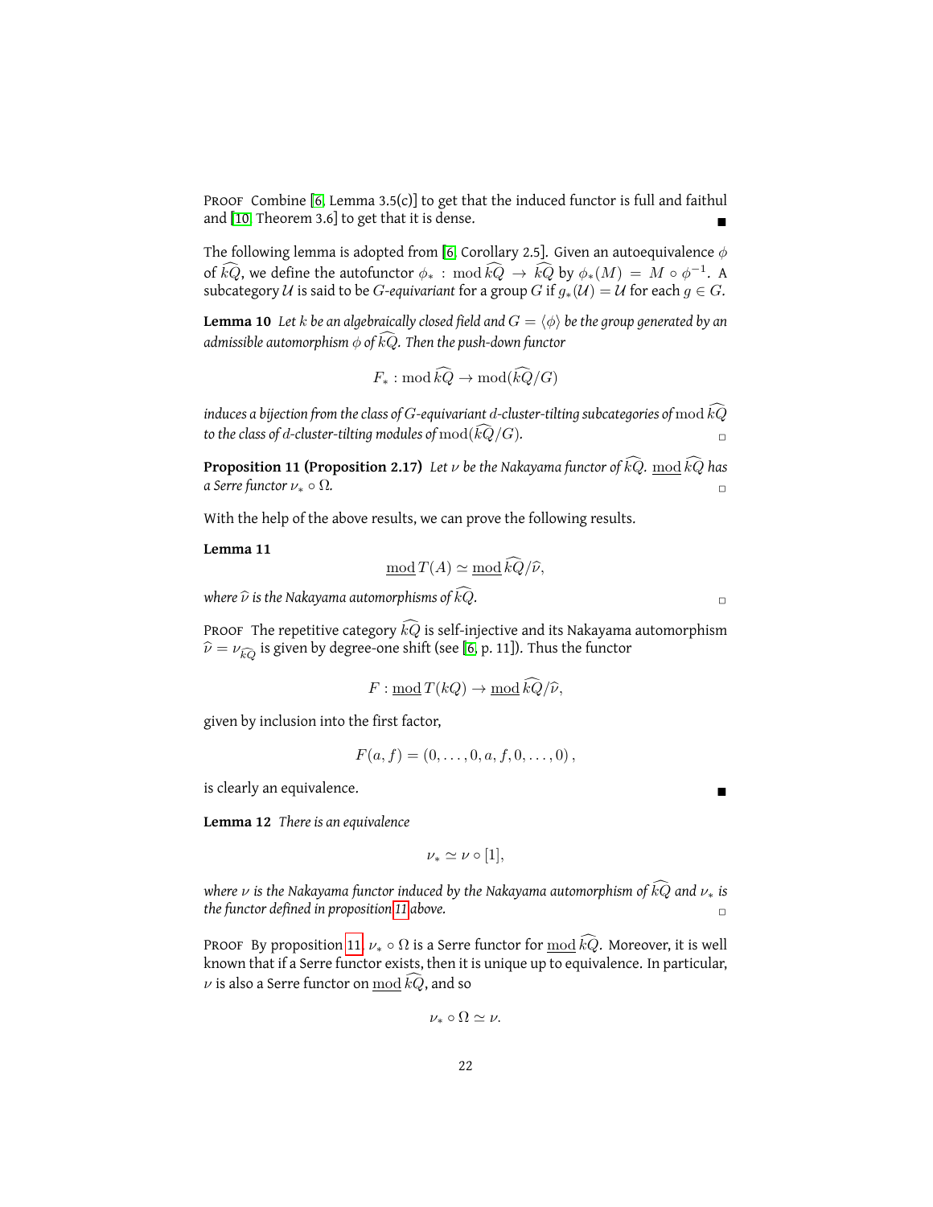PROOF Combine [6, Lemma 3.5(c)] to get that the induced functor is full and faithful and [10, Theorem 3.6] to get that it is dense. ∎

The following lemma is adopted from [6, Corollary 2.5]. Given an autoequivalence $\phi$ of $\widehat{kQ}$, we define the autofunctor $\phi_* : \operatorname{mod} \widehat{kQ} \to \widehat{kQ}$ by $\phi_*(M) = M \circ \phi^{-1}$. A subcategory $\mathcal{U}$ is said to be *$G$-equivariant* for a group $G$ if $g_*(\mathcal{U}) = \mathcal{U}$ for each $g \in G$.

**Lemma 10** *Let $k$ be an algebraically closed field and $G = \langle \phi \rangle$ be the group generated by an admissible automorphism $\phi$ of $\widehat{kQ}$. Then the push-down functor*

$$F_* : \operatorname{mod} \widehat{kQ} \to \operatorname{mod}(\widehat{kQ}/G)$$

*induces a bijection from the class of $G$-equivariant $d$-cluster-tilting subcategories of $\operatorname{mod} \widehat{kQ}$ to the class of $d$-cluster-tilting modules of $\operatorname{mod}(\widehat{kQ}/G)$.* □

**Proposition 11 (Proposition 2.17)** *Let $\nu$ be the Nakayama functor of $\widehat{kQ}$. $\underline{\operatorname{mod}}\, \widehat{kQ}$ has a Serre functor $\nu_* \circ \Omega$.* □

With the help of the above results, we can prove the following results.

**Lemma 11**

$$\underline{\operatorname{mod}}\, T(A) \simeq \underline{\operatorname{mod}}\, \widehat{kQ}/\widehat{\nu},$$

*where $\widehat{\nu}$ is the Nakayama automorphisms of $\widehat{kQ}$.* □

PROOF The repetitive category $\widehat{kQ}$ is self-injective and its Nakayama automorphism $\widehat{\nu} = \nu_{\widehat{kQ}}$ is given by degree-one shift (see [6, p. 11]). Thus the functor

$$F : \underline{\operatorname{mod}}\, T(kQ) \to \underline{\operatorname{mod}}\, \widehat{kQ}/\widehat{\nu},$$

given by inclusion into the first factor,

$$F(a, f) = (0, \dots, 0, a, f, 0, \dots, 0)\,,$$

is clearly an equivalence. ∎

**Lemma 12** *There is an equivalence*

$$\nu_* \simeq \nu \circ [1],$$

*where $\nu$ is the Nakayama functor induced by the Nakayama automorphism of $\widehat{kQ}$ and $\nu_*$ is the functor defined in proposition 11 above.* □

PROOF By proposition 11, $\nu_* \circ \Omega$ is a Serre functor for $\underline{\operatorname{mod}}\, \widehat{kQ}$. Moreover, it is well known that if a Serre functor exists, then it is unique up to equivalence. In particular, $\nu$ is also a Serre functor on $\underline{\operatorname{mod}}\, \widehat{kQ}$, and so

$$\nu_* \circ \Omega \simeq \nu.$$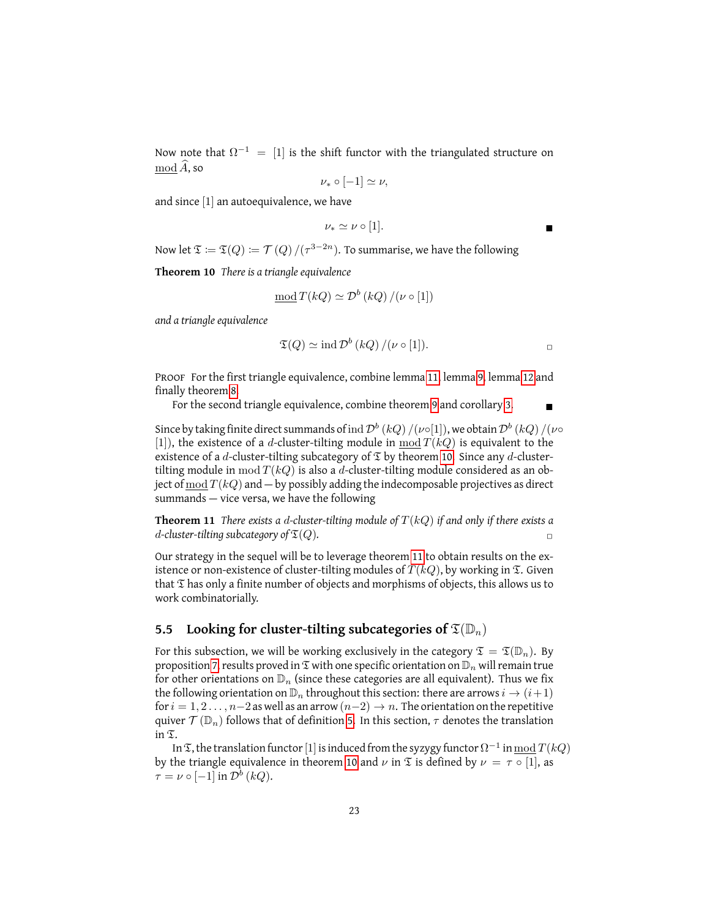Now note that $\Omega^{-1} = [1]$ is the shift functor with the triangulated structure on $\underline{\mathrm{mod}}\, \widehat{A}$, so

$$\nu_* \circ [-1] \simeq \nu,$$

and since $[1]$ an autoequivalence, we have

$$\nu_* \simeq \nu \circ [1]. \qquad \blacksquare$$

Now let $\mathfrak{T} := \mathfrak{T}(Q) := \mathcal{T}(Q) / (\tau^{3-2n})$. To summarise, we have the following

**Theorem 10** *There is a triangle equivalence*

$$\underline{\mathrm{mod}}\, T(kQ) \simeq \mathcal{D}^b(kQ) / (\nu \circ [1])$$

*and a triangle equivalence*

$$\mathfrak{T}(Q) \simeq \mathrm{ind}\, \mathcal{D}^b(kQ) / (\nu \circ [1]). \qquad \square$$

PROOF For the first triangle equivalence, combine lemma 11, lemma 9, lemma 12 and finally theorem 8.

For the second triangle equivalence, combine theorem 9 and corollary 3. $\blacksquare$

Since by taking finite direct summands of $\mathrm{ind}\, \mathcal{D}^b(kQ) / (\nu \circ [1])$, we obtain $\mathcal{D}^b(kQ) / (\nu \circ [1])$, the existence of a $d$-cluster-tilting module in $\underline{\mathrm{mod}}\, T(kQ)$ is equivalent to the existence of a $d$-cluster-tilting subcategory of $\mathfrak{T}$ by theorem 10. Since any $d$-cluster-tilting module in $\mathrm{mod}\, T(kQ)$ is also a $d$-cluster-tilting module considered as an object of $\underline{\mathrm{mod}}\, T(kQ)$ and — by possibly adding the indecomposable projectives as direct summands — vice versa, we have the following

**Theorem 11** *There exists a $d$-cluster-tilting module of $T(kQ)$ if and only if there exists a $d$-cluster-tilting subcategory of $\mathfrak{T}(Q)$.* $\square$

Our strategy in the sequel will be to leverage theorem 11 to obtain results on the existence or non-existence of cluster-tilting modules of $T(kQ)$, by working in $\mathfrak{T}$. Given that $\mathfrak{T}$ has only a finite number of objects and morphisms of objects, this allows us to work combinatorially.

## 5.5 Looking for cluster-tilting subcategories of $\mathfrak{T}(\mathbb{D}_n)$

For this subsection, we will be working exclusively in the category $\mathfrak{T} = \mathfrak{T}(\mathbb{D}_n)$. By proposition 7, results proved in $\mathfrak{T}$ with one specific orientation on $\mathbb{D}_n$ will remain true for other orientations on $\mathbb{D}_n$ (since these categories are all equivalent). Thus we fix the following orientation on $\mathbb{D}_n$ throughout this section: there are arrows $i \to (i+1)$ for $i = 1, 2 \ldots, n-2$ as well as an arrow $(n-2) \to n$. The orientation on the repetitive quiver $\mathcal{T}(\mathbb{D}_n)$ follows that of definition 5. In this section, $\tau$ denotes the translation in $\mathfrak{T}$.

In $\mathfrak{T}$, the translation functor $[1]$ is induced from the syzygy functor $\Omega^{-1}$ in $\underline{\mathrm{mod}}\, T(kQ)$ by the triangle equivalence in theorem 10 and $\nu$ in $\mathfrak{T}$ is defined by $\nu = \tau \circ [1]$, as $\tau = \nu \circ [-1]$ in $\mathcal{D}^b(kQ)$.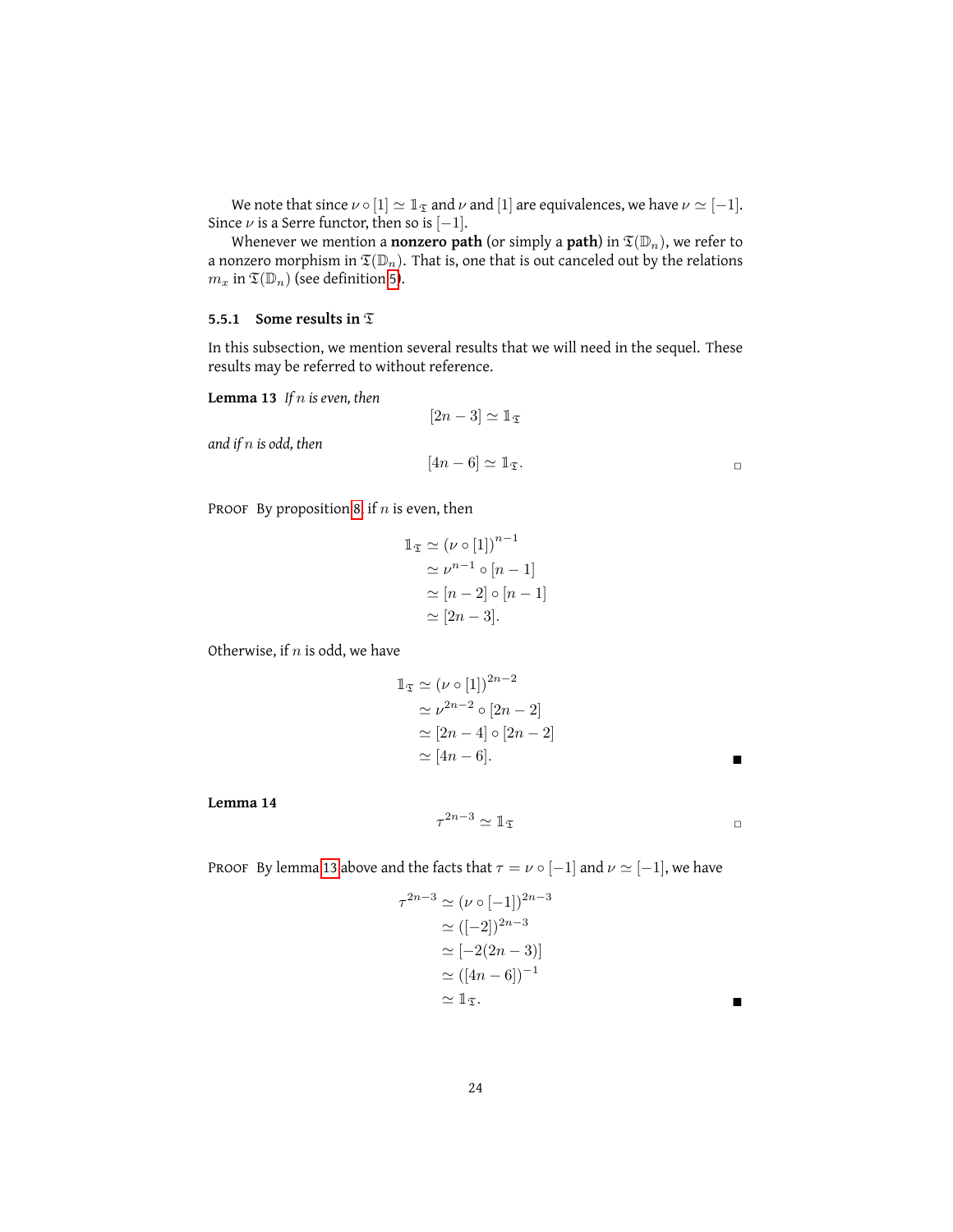We note that since $\nu \circ [1] \simeq \mathbb{1}_{\mathfrak{T}}$ and $\nu$ and $[1]$ are equivalences, we have $\nu \simeq [-1]$. Since $\nu$ is a Serre functor, then so is $[-1]$.

Whenever we mention a **nonzero path** (or simply a **path**) in $\mathfrak{T}(\mathbb{D}_n)$, we refer to a nonzero morphism in $\mathfrak{T}(\mathbb{D}_n)$. That is, one that is out canceled out by the relations $m_x$ in $\mathfrak{T}(\mathbb{D}_n)$ (see definition 5).

### 5.5.1 Some results in $\mathfrak{T}$

In this subsection, we mention several results that we will need in the sequel. These results may be referred to without reference.

**Lemma 13** *If $n$ is even, then*

$$[2n-3] \simeq \mathbb{1}_{\mathfrak{T}}$$

*and if $n$ is odd, then*

$$[4n-6] \simeq \mathbb{1}_{\mathfrak{T}}.$$

□

PROOF By proposition 8, if $n$ is even, then

$$\begin{aligned}
\mathbb{1}_{\mathfrak{T}} &\simeq (\nu \circ [1])^{n-1} \\
&\simeq \nu^{n-1} \circ [n-1] \\
&\simeq [n-2] \circ [n-1] \\
&\simeq [2n-3].
\end{aligned}$$

Otherwise, if $n$ is odd, we have

$$\begin{aligned}
\mathbb{1}_{\mathfrak{T}} &\simeq (\nu \circ [1])^{2n-2} \\
&\simeq \nu^{2n-2} \circ [2n-2] \\
&\simeq [2n-4] \circ [2n-2] \\
&\simeq [4n-6].
\end{aligned}$$

■

**Lemma 14**

$$\tau^{2n-3} \simeq \mathbb{1}_{\mathfrak{T}}$$

□

PROOF By lemma 13 above and the facts that $\tau = \nu \circ [-1]$ and $\nu \simeq [-1]$, we have

$$\begin{aligned}
\tau^{2n-3} &\simeq (\nu \circ [-1])^{2n-3} \\
&\simeq ([-2])^{2n-3} \\
&\simeq [-2(2n-3)] \\
&\simeq ([4n-6])^{-1} \\
&\simeq \mathbb{1}_{\mathfrak{T}}.
\end{aligned}$$

■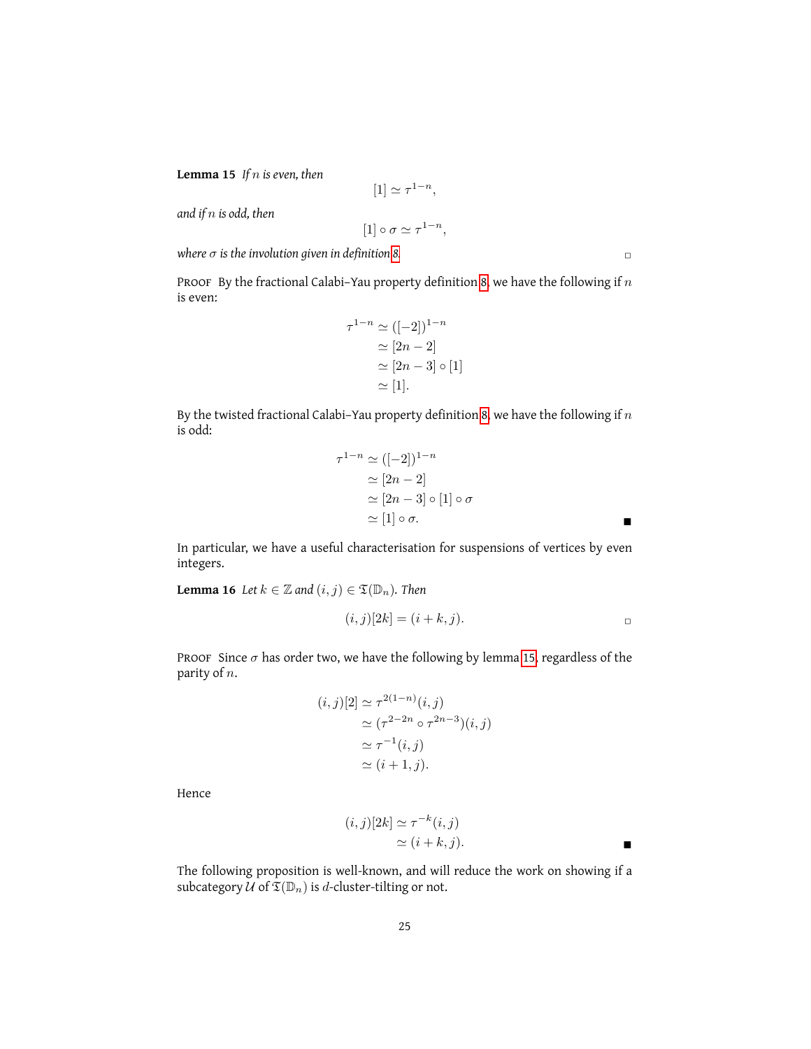**Lemma 15** *If $n$ is even, then*

$$[1] \simeq \tau^{1-n},$$

*and if $n$ is odd, then*

$$[1] \circ \sigma \simeq \tau^{1-n},$$

*where $\sigma$ is the involution given in definition 8.* ◻

Proof By the fractional Calabi–Yau property definition 8, we have the following if $n$ is even:

$$\begin{aligned}
\tau^{1-n} &\simeq ([-2])^{1-n} \\
&\simeq [2n-2] \\
&\simeq [2n-3] \circ [1] \\
&\simeq [1].
\end{aligned}$$

By the twisted fractional Calabi–Yau property definition 8, we have the following if $n$ is odd:

$$\begin{aligned}
\tau^{1-n} &\simeq ([-2])^{1-n} \\
&\simeq [2n-2] \\
&\simeq [2n-3] \circ [1] \circ \sigma \\
&\simeq [1] \circ \sigma.
\end{aligned}$$ ■

In particular, we have a useful characterisation for suspensions of vertices by even integers.

**Lemma 16** *Let $k \in \mathbb{Z}$ and $(i, j) \in \mathfrak{T}(\mathbb{D}_n)$. Then*

$$(i, j)[2k] = (i + k, j).$$ ◻

Proof Since $\sigma$ has order two, we have the following by lemma 15, regardless of the parity of $n$.

$$\begin{aligned}
(i, j)[2] &\simeq \tau^{2(1-n)}(i, j) \\
&\simeq (\tau^{2-2n} \circ \tau^{2n-3})(i, j) \\
&\simeq \tau^{-1}(i, j) \\
&\simeq (i + 1, j).
\end{aligned}$$

Hence

$$\begin{aligned}
(i, j)[2k] &\simeq \tau^{-k}(i, j) \\
&\simeq (i + k, j).
\end{aligned}$$ ■

The following proposition is well-known, and will reduce the work on showing if a subcategory $\mathcal{U}$ of $\mathfrak{T}(\mathbb{D}_n)$ is $d$-cluster-tilting or not.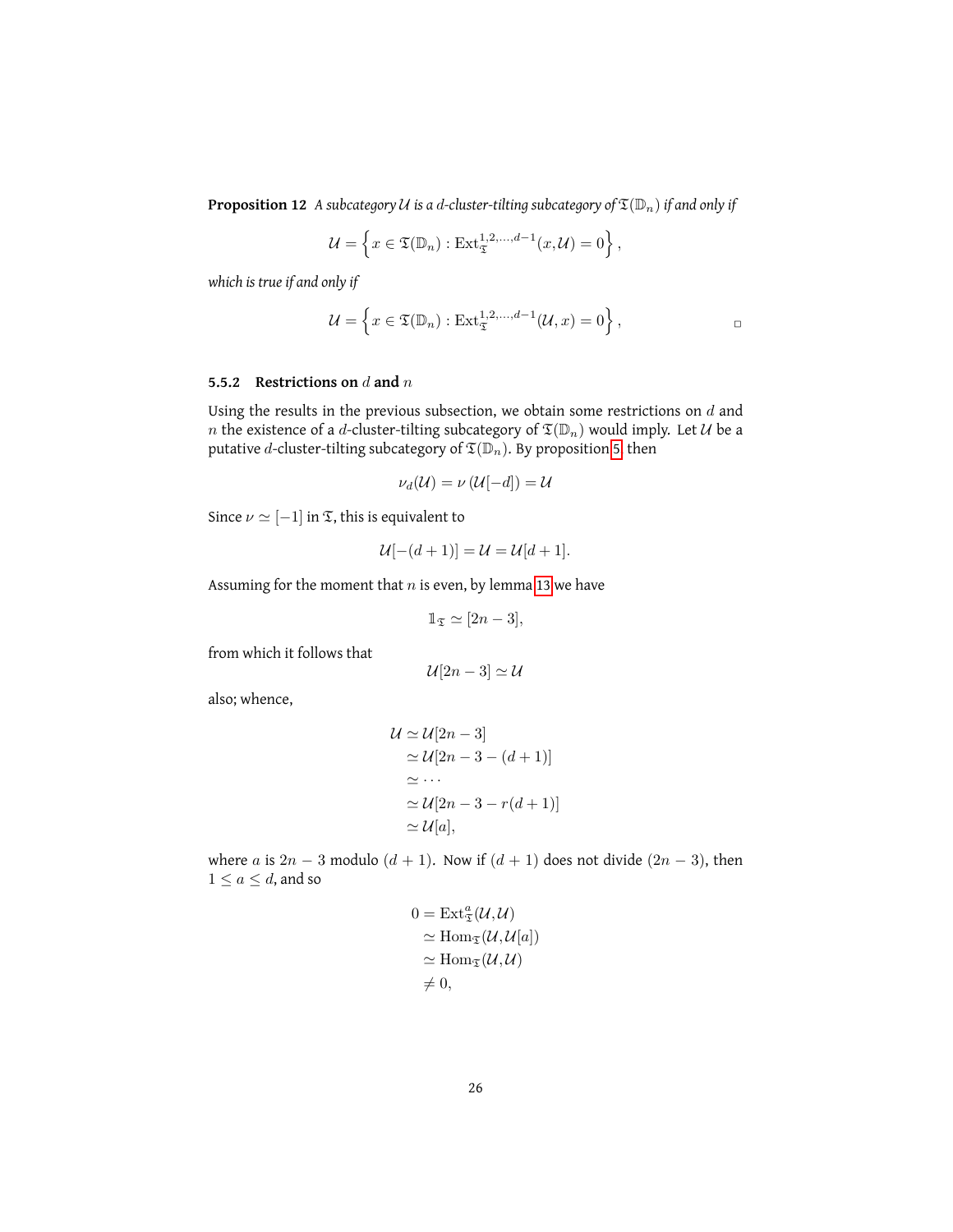**Proposition 12** *A subcategory $\mathcal{U}$ is a $d$-cluster-tilting subcategory of $\mathfrak{T}(\mathbb{D}_n)$ if and only if*

$$\mathcal{U} = \left\{ x \in \mathfrak{T}(\mathbb{D}_n) : \mathrm{Ext}_{\mathfrak{T}}^{1,2,\ldots,d-1}(x, \mathcal{U}) = 0 \right\},$$

*which is true if and only if*

$$\mathcal{U} = \left\{ x \in \mathfrak{T}(\mathbb{D}_n) : \mathrm{Ext}_{\mathfrak{T}}^{1,2,\ldots,d-1}(\mathcal{U}, x) = 0 \right\}, \qquad \square$$

#### 5.5.2 Restrictions on $d$ and $n$

Using the results in the previous subsection, we obtain some restrictions on $d$ and $n$ the existence of a $d$-cluster-tilting subcategory of $\mathfrak{T}(\mathbb{D}_n)$ would imply. Let $\mathcal{U}$ be a putative $d$-cluster-tilting subcategory of $\mathfrak{T}(\mathbb{D}_n)$. By proposition 5, then

$$\nu_d(\mathcal{U}) = \nu\left(\mathcal{U}[-d]\right) = \mathcal{U}$$

Since $\nu \simeq [-1]$ in $\mathfrak{T}$, this is equivalent to

$$\mathcal{U}[-(d+1)] = \mathcal{U} = \mathcal{U}[d+1].$$

Assuming for the moment that $n$ is even, by lemma 13 we have

$$\mathbb{1}_{\mathfrak{T}} \simeq [2n-3],$$

from which it follows that

$$\mathcal{U}[2n-3] \simeq \mathcal{U}$$

also; whence,

$$\begin{aligned}
\mathcal{U} &\simeq \mathcal{U}[2n-3] \\
&\simeq \mathcal{U}[2n-3-(d+1)] \\
&\simeq \cdots \\
&\simeq \mathcal{U}[2n-3-r(d+1)] \\
&\simeq \mathcal{U}[a],
\end{aligned}$$

where $a$ is $2n-3$ modulo $(d+1)$. Now if $(d+1)$ does not divide $(2n-3)$, then $1 \leq a \leq d$, and so

$$\begin{aligned}
0 &= \mathrm{Ext}_{\mathfrak{T}}^{a}(\mathcal{U}, \mathcal{U}) \\
&\simeq \mathrm{Hom}_{\mathfrak{T}}(\mathcal{U}, \mathcal{U}[a]) \\
&\simeq \mathrm{Hom}_{\mathfrak{T}}(\mathcal{U}, \mathcal{U}) \\
&\neq 0,
\end{aligned}$$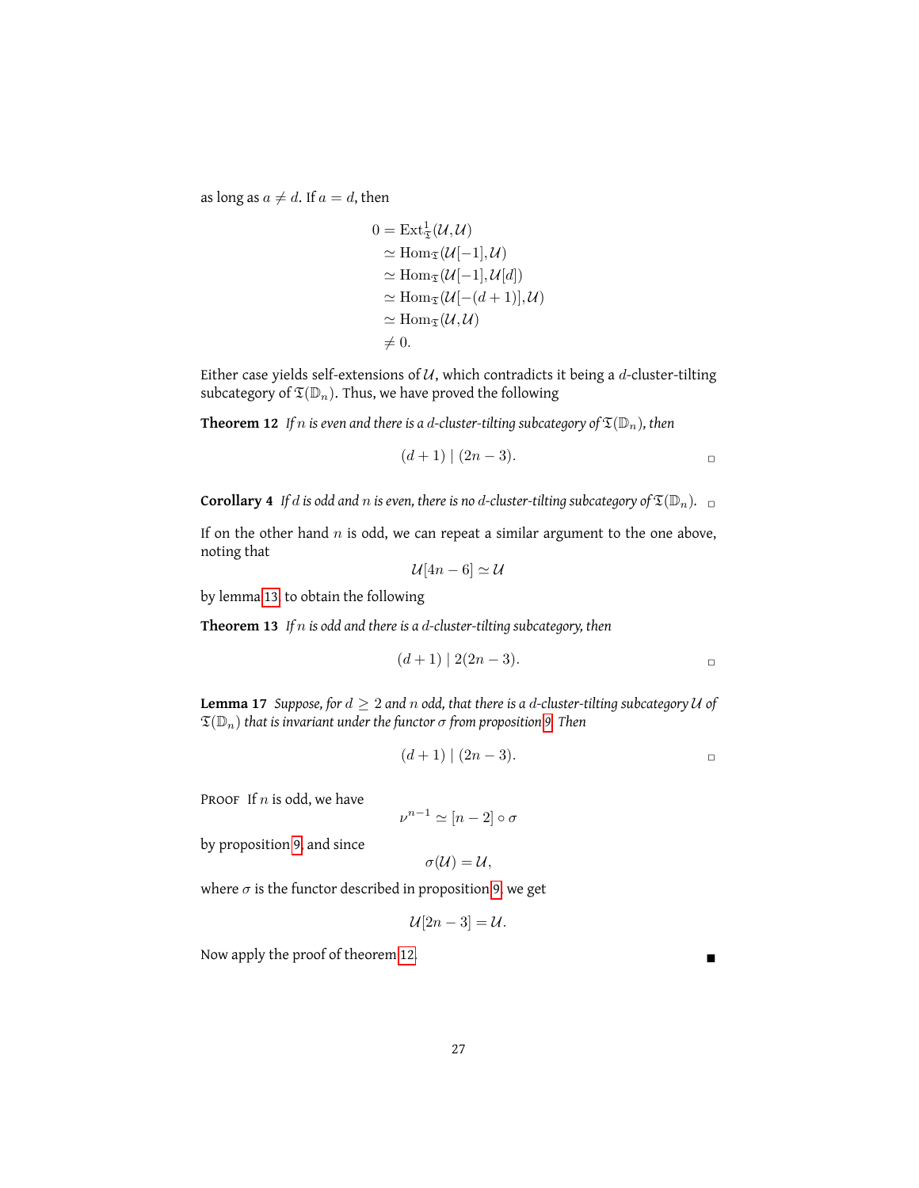as long as $a \neq d$. If $a = d$, then

$$
\begin{aligned}
0 &= \operatorname{Ext}^1_{\mathfrak{T}}(\mathcal{U}, \mathcal{U}) \\
&\simeq \operatorname{Hom}_{\mathfrak{T}}(\mathcal{U}[-1], \mathcal{U}) \\
&\simeq \operatorname{Hom}_{\mathfrak{T}}(\mathcal{U}[-1], \mathcal{U}[d]) \\
&\simeq \operatorname{Hom}_{\mathfrak{T}}(\mathcal{U}[-(d+1)], \mathcal{U}) \\
&\simeq \operatorname{Hom}_{\mathfrak{T}}(\mathcal{U}, \mathcal{U}) \\
&\neq 0.
\end{aligned}
$$

Either case yields self-extensions of $\mathcal{U}$, which contradicts it being a $d$-cluster-tilting subcategory of $\mathfrak{T}(\mathbb{D}_n)$. Thus, we have proved the following

**Theorem 12** *If $n$ is even and there is a $d$-cluster-tilting subcategory of $\mathfrak{T}(\mathbb{D}_n)$, then*

$$(d+1) \mid (2n-3).$$

□

**Corollary 4** *If $d$ is odd and $n$ is even, there is no $d$-cluster-tilting subcategory of $\mathfrak{T}(\mathbb{D}_n)$.* □

If on the other hand $n$ is odd, we can repeat a similar argument to the one above, noting that

$$\mathcal{U}[4n-6] \simeq \mathcal{U}$$

by lemma 13 to obtain the following

**Theorem 13** *If $n$ is odd and there is a $d$-cluster-tilting subcategory, then*

$$(d+1) \mid 2(2n-3).$$

□

**Lemma 17** *Suppose, for $d \geq 2$ and $n$ odd, that there is a $d$-cluster-tilting subcategory $\mathcal{U}$ of $\mathfrak{T}(\mathbb{D}_n)$ that is invariant under the functor $\sigma$ from proposition 9. Then*

$$(d+1) \mid (2n-3).$$

□

Proof If $n$ is odd, we have

$$\nu^{n-1} \simeq [n-2] \circ \sigma$$

by proposition 9, and since

$$\sigma(\mathcal{U}) = \mathcal{U},$$

where $\sigma$ is the functor described in proposition 9, we get

$$\mathcal{U}[2n-3] = \mathcal{U}.$$

Now apply the proof of theorem 12. ■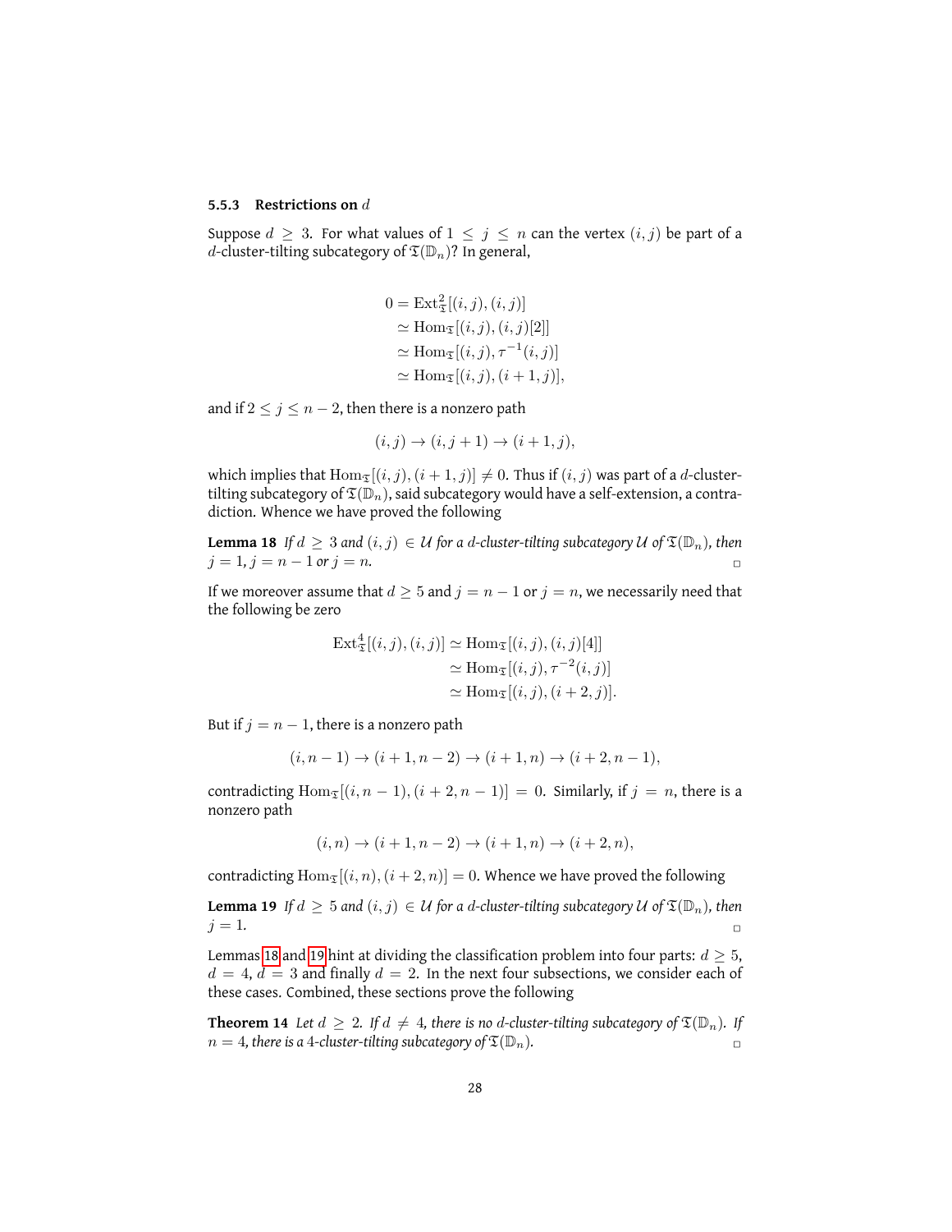### 5.5.3 Restrictions on $d$

Suppose $d \geq 3$. For what values of $1 \leq j \leq n$ can the vertex $(i, j)$ be part of a $d$-cluster-tilting subcategory of $\mathfrak{T}(\mathbb{D}_n)$? In general,

$$
\begin{aligned}
0 &= \mathrm{Ext}^2_{\mathfrak{T}}[(i,j),(i,j)] \\
&\simeq \mathrm{Hom}_{\mathfrak{T}}[(i,j),(i,j)[2]] \\
&\simeq \mathrm{Hom}_{\mathfrak{T}}[(i,j),\tau^{-1}(i,j)] \\
&\simeq \mathrm{Hom}_{\mathfrak{T}}[(i,j),(i+1,j)],
\end{aligned}
$$

and if $2 \leq j \leq n-2$, then there is a nonzero path

$$(i,j) \to (i,j+1) \to (i+1,j),$$

which implies that $\mathrm{Hom}_{\mathfrak{T}}[(i,j),(i+1,j)] \neq 0$. Thus if $(i,j)$ was part of a $d$-cluster-tilting subcategory of $\mathfrak{T}(\mathbb{D}_n)$, said subcategory would have a self-extension, a contradiction. Whence we have proved the following

**Lemma 18** *If $d \geq 3$ and $(i,j) \in \mathcal{U}$ for a $d$-cluster-tilting subcategory $\mathcal{U}$ of $\mathfrak{T}(\mathbb{D}_n)$, then $j = 1$, $j = n-1$ or $j = n$.* ▫

If we moreover assume that $d \geq 5$ and $j = n-1$ or $j = n$, we necessarily need that the following be zero

$$
\begin{aligned}
\mathrm{Ext}^4_{\mathfrak{T}}[(i,j),(i,j)] &\simeq \mathrm{Hom}_{\mathfrak{T}}[(i,j),(i,j)[4]] \\
&\simeq \mathrm{Hom}_{\mathfrak{T}}[(i,j),\tau^{-2}(i,j)] \\
&\simeq \mathrm{Hom}_{\mathfrak{T}}[(i,j),(i+2,j)].
\end{aligned}
$$

But if $j = n-1$, there is a nonzero path

$$(i,n-1) \to (i+1,n-2) \to (i+1,n) \to (i+2,n-1),$$

contradicting $\mathrm{Hom}_{\mathfrak{T}}[(i,n-1),(i+2,n-1)] = 0$. Similarly, if $j = n$, there is a nonzero path

$$(i,n) \to (i+1,n-2) \to (i+1,n) \to (i+2,n),$$

contradicting $\mathrm{Hom}_{\mathfrak{T}}[(i,n),(i+2,n)] = 0$. Whence we have proved the following

**Lemma 19** *If $d \geq 5$ and $(i,j) \in \mathcal{U}$ for a $d$-cluster-tilting subcategory $\mathcal{U}$ of $\mathfrak{T}(\mathbb{D}_n)$, then $j = 1$.* ▫

Lemmas 18 and 19 hint at dividing the classification problem into four parts: $d \geq 5$, $d = 4$, $d = 3$ and finally $d = 2$. In the next four subsections, we consider each of these cases. Combined, these sections prove the following

**Theorem 14** *Let $d \geq 2$. If $d \neq 4$, there is no $d$-cluster-tilting subcategory of $\mathfrak{T}(\mathbb{D}_n)$. If $n = 4$, there is a 4-cluster-tilting subcategory of $\mathfrak{T}(\mathbb{D}_n)$.* ▫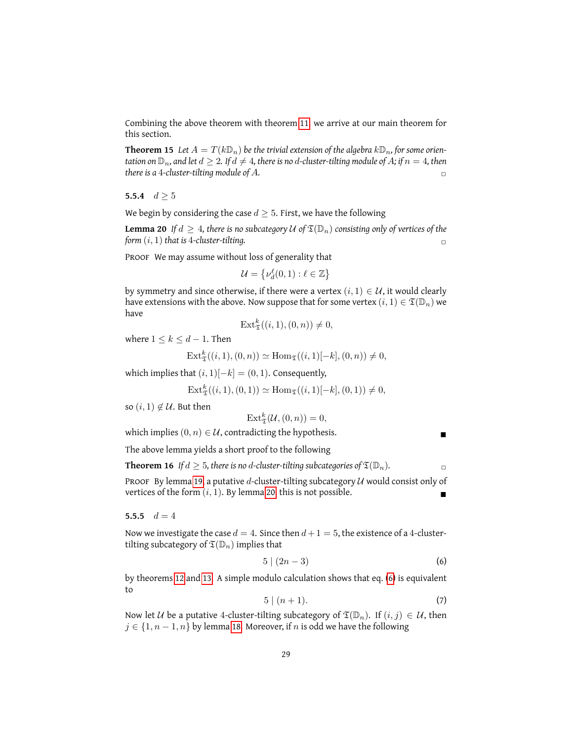Combining the above theorem with theorem 11 we arrive at our main theorem for this section.

**Theorem 15** *Let $A = T(k\mathbb{D}_n)$ be the trivial extension of the algebra $k\mathbb{D}_n$, for some orientation on $\mathbb{D}_n$, and let $d \geq 2$. If $d \neq 4$, there is no $d$-cluster-tilting module of $A$; if $n = 4$, then there is a 4-cluster-tilting module of $A$.* □

### 5.5.4 $d \geq 5$

We begin by considering the case $d \geq 5$. First, we have the following

**Lemma 20** *If $d \geq 4$, there is no subcategory $\mathcal{U}$ of $\mathfrak{T}(\mathbb{D}_n)$ consisting only of vertices of the form $(i, 1)$ that is 4-cluster-tilting.* □

PROOF We may assume without loss of generality that

$$\mathcal{U} = \{\nu_d^{\ell}(0, 1) : \ell \in \mathbb{Z}\}$$

by symmetry and since otherwise, if there were a vertex $(i, 1) \in \mathcal{U}$, it would clearly have extensions with the above. Now suppose that for some vertex $(i, 1) \in \mathfrak{T}(\mathbb{D}_n)$ we have

$$\mathrm{Ext}^k_{\mathfrak{T}}((i, 1), (0, n)) \neq 0,$$

where $1 \leq k \leq d - 1$. Then

$$\mathrm{Ext}^k_{\mathfrak{T}}((i, 1), (0, n)) \simeq \mathrm{Hom}_{\mathfrak{T}}((i, 1)[-k], (0, n)) \neq 0,$$

which implies that $(i, 1)[-k] = (0, 1)$. Consequently,

$$\mathrm{Ext}^k_{\mathfrak{T}}((i, 1), (0, 1)) \simeq \mathrm{Hom}_{\mathfrak{T}}((i, 1)[-k], (0, 1)) \neq 0,$$

so $(i, 1) \notin \mathcal{U}$. But then

$$\mathrm{Ext}^k_{\mathfrak{T}}(\mathcal{U}, (0, n)) = 0,$$

which implies $(0, n) \in \mathcal{U}$, contradicting the hypothesis. ■

The above lemma yields a short proof to the following

**Theorem 16** *If $d \geq 5$, there is no $d$-cluster-tilting subcategories of $\mathfrak{T}(\mathbb{D}_n)$.* □

PROOF By lemma 19, a putative $d$-cluster-tilting subcategory $\mathcal{U}$ would consist only of vertices of the form $(i, 1)$. By lemma 20, this is not possible. ■

### 5.5.5 $d = 4$

Now we investigate the case $d = 4$. Since then $d + 1 = 5$, the existence of a 4-cluster-tilting subcategory of $\mathfrak{T}(\mathbb{D}_n)$ implies that

$$5 \mid (2n - 3) \tag{6}$$

by theorems 12 and 13. A simple modulo calculation shows that eq. (6) is equivalent to

$$5 \mid (n + 1). \tag{7}$$

Now let $\mathcal{U}$ be a putative 4-cluster-tilting subcategory of $\mathfrak{T}(\mathbb{D}_n)$. If $(i, j) \in \mathcal{U}$, then $j \in \{1, n - 1, n\}$ by lemma 18. Moreover, if $n$ is odd we have the following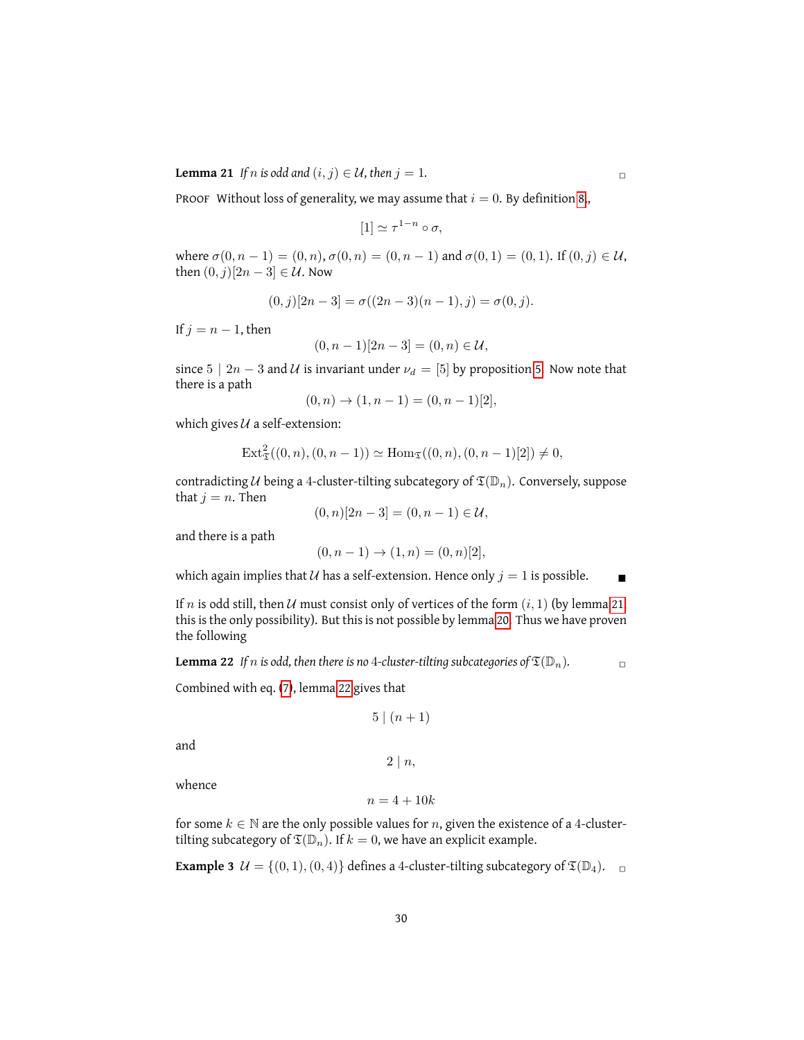**Lemma 21** *If $n$ is odd and $(i, j) \in \mathcal{U}$, then $j = 1$.* □

PROOF Without loss of generality, we may assume that $i = 0$. By definition 8,

$$[1] \simeq \tau^{1-n} \circ \sigma,$$

where $\sigma(0, n-1) = (0, n)$, $\sigma(0, n) = (0, n-1)$ and $\sigma(0, 1) = (0, 1)$. If $(0, j) \in \mathcal{U}$, then $(0, j)[2n-3] \in \mathcal{U}$. Now

$$(0, j)[2n-3] = \sigma((2n-3)(n-1), j) = \sigma(0, j).$$

If $j = n-1$, then

$$(0, n-1)[2n-3] = (0, n) \in \mathcal{U},$$

since $5 \mid 2n-3$ and $\mathcal{U}$ is invariant under $\nu_d = [5]$ by proposition 5. Now note that there is a path

$$(0, n) \to (1, n-1) = (0, n-1)[2],$$

which gives $\mathcal{U}$ a self-extension:

$$\mathrm{Ext}^2_{\mathfrak{T}}((0, n), (0, n-1)) \simeq \mathrm{Hom}_{\mathfrak{T}}((0, n), (0, n-1)[2]) \neq 0,$$

contradicting $\mathcal{U}$ being a 4-cluster-tilting subcategory of $\mathfrak{T}(\mathbb{D}_n)$. Conversely, suppose that $j = n$. Then

$$(0, n)[2n-3] = (0, n-1) \in \mathcal{U},$$

and there is a path

$$(0, n-1) \to (1, n) = (0, n)[2],$$

which again implies that $\mathcal{U}$ has a self-extension. Hence only $j = 1$ is possible. ■

If $n$ is odd still, then $\mathcal{U}$ must consist only of vertices of the form $(i, 1)$ (by lemma 21 this is the only possibility). But this is not possible by lemma 20. Thus we have proven the following

**Lemma 22** *If $n$ is odd, then there is no 4-cluster-tilting subcategories of $\mathfrak{T}(\mathbb{D}_n)$.* □

Combined with eq. (7), lemma 22 gives that

$$5 \mid (n+1)$$

and

$$2 \mid n,$$

whence

$$n = 4 + 10k$$

for some $k \in \mathbb{N}$ are the only possible values for $n$, given the existence of a 4-cluster-tilting subcategory of $\mathfrak{T}(\mathbb{D}_n)$. If $k = 0$, we have an explicit example.

**Example 3** $\mathcal{U} = \{(0, 1), (0, 4)\}$ defines a 4-cluster-tilting subcategory of $\mathfrak{T}(\mathbb{D}_4)$. □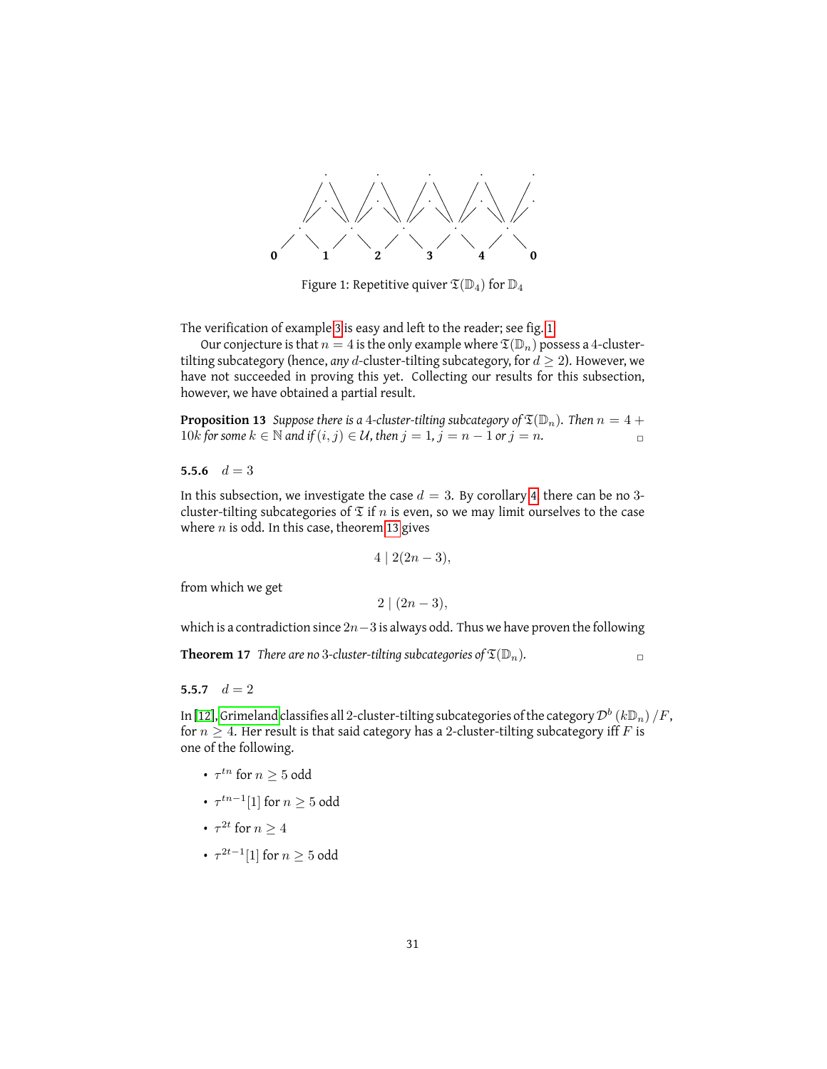Figure 1: Repetitive quiver $\mathfrak{T}(\mathbb{D}_4)$ for $\mathbb{D}_4$

The verification of example 3 is easy and left to the reader; see fig. 1.

Our conjecture is that $n = 4$ is the only example where $\mathfrak{T}(\mathbb{D}_n)$ possess a 4-cluster-tilting subcategory (hence, *any* $d$-cluster-tilting subcategory, for $d \geq 2$). However, we have not succeeded in proving this yet. Collecting our results for this subsection, however, we have obtained a partial result.

**Proposition 13** *Suppose there is a 4-cluster-tilting subcategory of $\mathfrak{T}(\mathbb{D}_n)$. Then $n = 4 + 10k$ for some $k \in \mathbb{N}$ and if $(i, j) \in \mathcal{U}$, then $j = 1$, $j = n - 1$ or $j = n$.* □

### 5.5.6 $d = 3$

In this subsection, we investigate the case $d = 3$. By corollary 4 there can be no 3-cluster-tilting subcategories of $\mathfrak{T}$ if $n$ is even, so we may limit ourselves to the case where $n$ is odd. In this case, theorem 13 gives

$$4 \mid 2(2n - 3),$$

from which we get

$$2 \mid (2n - 3),$$

which is a contradiction since $2n-3$ is always odd. Thus we have proven the following

**Theorem 17** *There are no 3-cluster-tilting subcategories of $\mathfrak{T}(\mathbb{D}_n)$.* □

### 5.5.7 $d = 2$

In [12], Grimeland classifies all 2-cluster-tilting subcategories of the category $\mathcal{D}^b\left(k\mathbb{D}_n\right)/F$, for $n \geq 4$. Her result is that said category has a 2-cluster-tilting subcategory iff $F$ is one of the following.

- $\tau^{tn}$ for $n \geq 5$ odd
- $\tau^{tn-1}[1]$ for $n \geq 5$ odd
- $\tau^{2t}$ for $n \geq 4$
- $\tau^{2t-1}[1]$ for $n \geq 5$ odd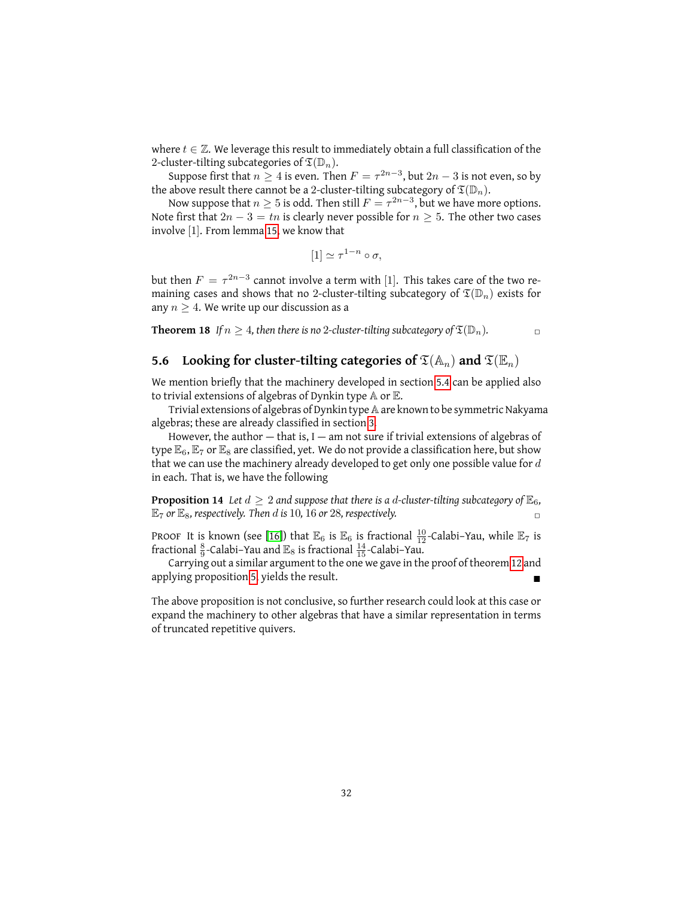where $t \in \mathbb{Z}$. We leverage this result to immediately obtain a full classification of the 2-cluster-tilting subcategories of $\mathfrak{T}(\mathbb{D}_n)$.

Suppose first that $n \geq 4$ is even. Then $F = \tau^{2n-3}$, but $2n-3$ is not even, so by the above result there cannot be a 2-cluster-tilting subcategory of $\mathfrak{T}(\mathbb{D}_n)$.

Now suppose that $n \geq 5$ is odd. Then still $F = \tau^{2n-3}$, but we have more options. Note first that $2n-3 = tn$ is clearly never possible for $n \geq 5$. The other two cases involve $[1]$. From lemma 15, we know that

$$[1] \simeq \tau^{1-n} \circ \sigma,$$

but then $F = \tau^{2n-3}$ cannot involve a term with $[1]$. This takes care of the two remaining cases and shows that no 2-cluster-tilting subcategory of $\mathfrak{T}(\mathbb{D}_n)$ exists for any $n \geq 4$. We write up our discussion as a

**Theorem 18** *If $n \geq 4$, then there is no 2-cluster-tilting subcategory of $\mathfrak{T}(\mathbb{D}_n)$.* □

## 5.6 Looking for cluster-tilting categories of $\mathfrak{T}(\mathbb{A}_n)$ and $\mathfrak{T}(\mathbb{E}_n)$

We mention briefly that the machinery developed in section 5.4 can be applied also to trivial extensions of algebras of Dynkin type $\mathbb{A}$ or $\mathbb{E}$.

Trivial extensions of algebras of Dynkin type $\mathbb{A}$ are known to be symmetric Nakyama algebras; these are already classified in section 3.

However, the author — that is, I — am not sure if trivial extensions of algebras of type $\mathbb{E}_6$, $\mathbb{E}_7$ or $\mathbb{E}_8$ are classified, yet. We do not provide a classification here, but show that we can use the machinery already developed to get only one possible value for $d$ in each. That is, we have the following

**Proposition 14** *Let $d \geq 2$ and suppose that there is a $d$-cluster-tilting subcategory of $\mathbb{E}_6$, $\mathbb{E}_7$ or $\mathbb{E}_8$, respectively. Then $d$ is $10$, $16$ or $28$, respectively.* □

Proof It is known (see [16]) that $\mathbb{E}_6$ is $\mathbb{E}_6$ is fractional $\frac{10}{12}$-Calabi–Yau, while $\mathbb{E}_7$ is fractional $\frac{8}{9}$-Calabi–Yau and $\mathbb{E}_8$ is fractional $\frac{14}{15}$-Calabi–Yau.

Carrying out a similar argument to the one we gave in the proof of theorem 12 and applying proposition 5, yields the result. ■

The above proposition is not conclusive, so further research could look at this case or expand the machinery to other algebras that have a similar representation in terms of truncated repetitive quivers.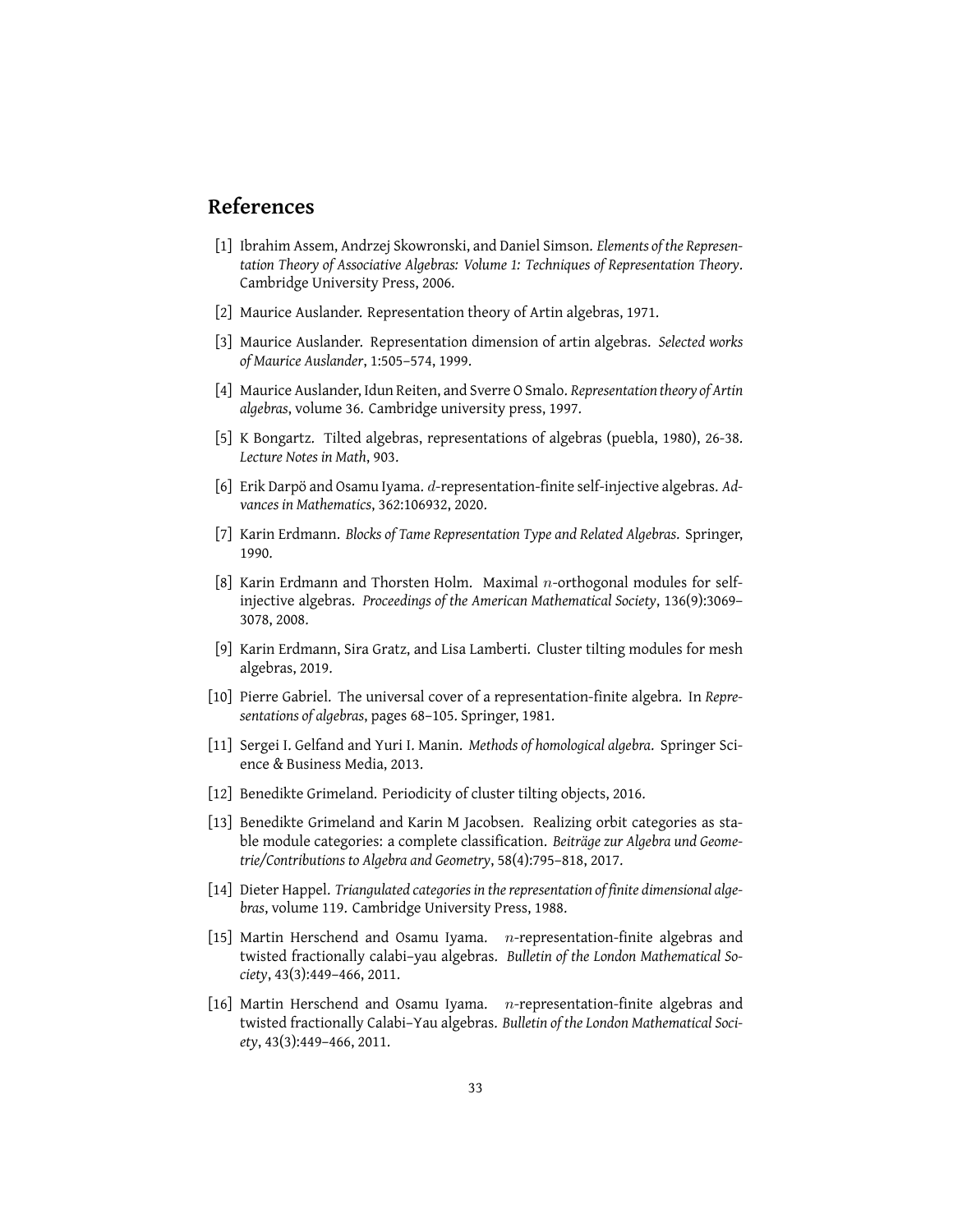# References

[1] Ibrahim Assem, Andrzej Skowronski, and Daniel Simson. *Elements of the Representation Theory of Associative Algebras: Volume 1: Techniques of Representation Theory*. Cambridge University Press, 2006.

[2] Maurice Auslander. Representation theory of Artin algebras, 1971.

[3] Maurice Auslander. Representation dimension of artin algebras. *Selected works of Maurice Auslander*, 1:505–574, 1999.

[4] Maurice Auslander, Idun Reiten, and Sverre O Smalo. *Representation theory of Artin algebras*, volume 36. Cambridge university press, 1997.

[5] K Bongartz. Tilted algebras, representations of algebras (puebla, 1980), 26-38. *Lecture Notes in Math*, 903.

[6] Erik Darpö and Osamu Iyama. $d$-representation-finite self-injective algebras. *Advances in Mathematics*, 362:106932, 2020.

[7] Karin Erdmann. *Blocks of Tame Representation Type and Related Algebras*. Springer, 1990.

[8] Karin Erdmann and Thorsten Holm. Maximal $n$-orthogonal modules for self-injective algebras. *Proceedings of the American Mathematical Society*, 136(9):3069–3078, 2008.

[9] Karin Erdmann, Sira Gratz, and Lisa Lamberti. Cluster tilting modules for mesh algebras, 2019.

[10] Pierre Gabriel. The universal cover of a representation-finite algebra. In *Representations of algebras*, pages 68–105. Springer, 1981.

[11] Sergei I. Gelfand and Yuri I. Manin. *Methods of homological algebra*. Springer Science & Business Media, 2013.

[12] Benedikte Grimeland. Periodicity of cluster tilting objects, 2016.

[13] Benedikte Grimeland and Karin M Jacobsen. Realizing orbit categories as stable module categories: a complete classification. *Beiträge zur Algebra und Geometrie/Contributions to Algebra and Geometry*, 58(4):795–818, 2017.

[14] Dieter Happel. *Triangulated categories in the representation of finite dimensional algebras*, volume 119. Cambridge University Press, 1988.

[15] Martin Herschend and Osamu Iyama. $n$-representation-finite algebras and twisted fractionally calabi–yau algebras. *Bulletin of the London Mathematical Society*, 43(3):449–466, 2011.

[16] Martin Herschend and Osamu Iyama. $n$-representation-finite algebras and twisted fractionally Calabi–Yau algebras. *Bulletin of the London Mathematical Society*, 43(3):449–466, 2011.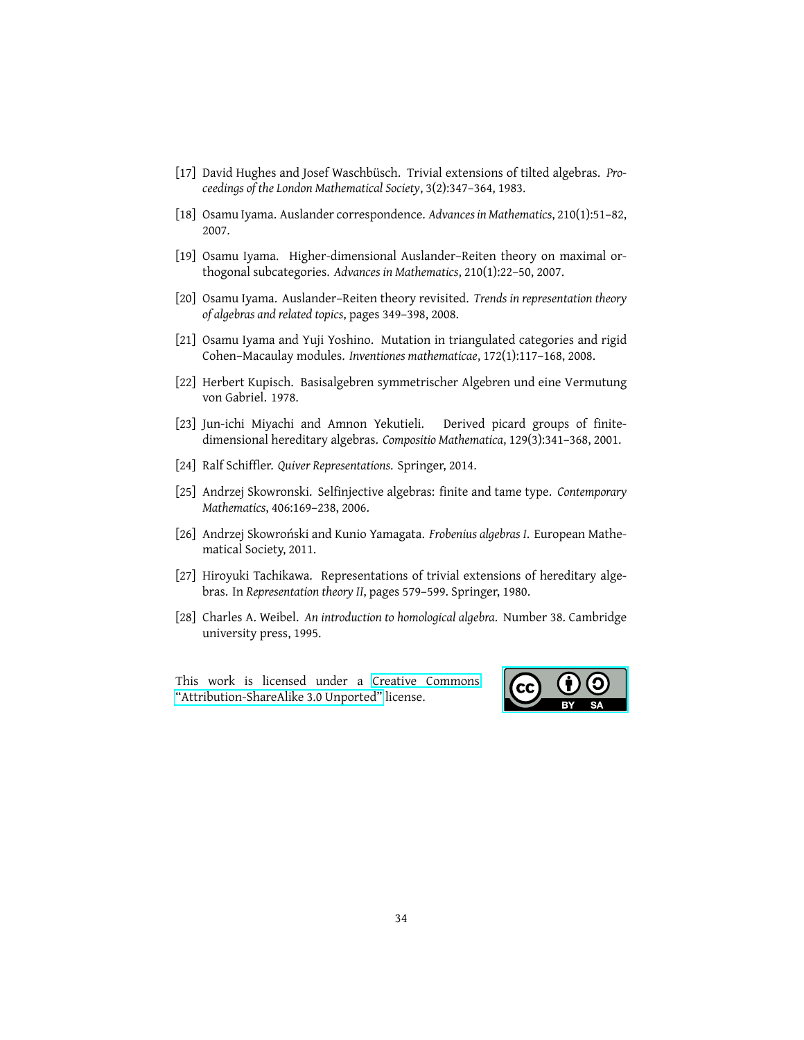[17] David Hughes and Josef Waschbüsch. Trivial extensions of tilted algebras. *Proceedings of the London Mathematical Society*, 3(2):347–364, 1983.

[18] Osamu Iyama. Auslander correspondence. *Advances in Mathematics*, 210(1):51–82, 2007.

[19] Osamu Iyama. Higher-dimensional Auslander–Reiten theory on maximal orthogonal subcategories. *Advances in Mathematics*, 210(1):22–50, 2007.

[20] Osamu Iyama. Auslander–Reiten theory revisited. *Trends in representation theory of algebras and related topics*, pages 349–398, 2008.

[21] Osamu Iyama and Yuji Yoshino. Mutation in triangulated categories and rigid Cohen–Macaulay modules. *Inventiones mathematicae*, 172(1):117–168, 2008.

[22] Herbert Kupisch. Basisalgebren symmetrischer Algebren und eine Vermutung von Gabriel. 1978.

[23] Jun-ichi Miyachi and Amnon Yekutieli. Derived picard groups of finite-dimensional hereditary algebras. *Compositio Mathematica*, 129(3):341–368, 2001.

[24] Ralf Schiffler. *Quiver Representations*. Springer, 2014.

[25] Andrzej Skowronski. Selfinjective algebras: finite and tame type. *Contemporary Mathematics*, 406:169–238, 2006.

[26] Andrzej Skowroński and Kunio Yamagata. *Frobenius algebras I*. European Mathematical Society, 2011.

[27] Hiroyuki Tachikawa. Representations of trivial extensions of hereditary algebras. In *Representation theory II*, pages 579–599. Springer, 1980.

[28] Charles A. Weibel. *An introduction to homological algebra*. Number 38. Cambridge university press, 1995.

This work is licensed under a Creative Commons "Attribution-ShareAlike 3.0 Unported" license.